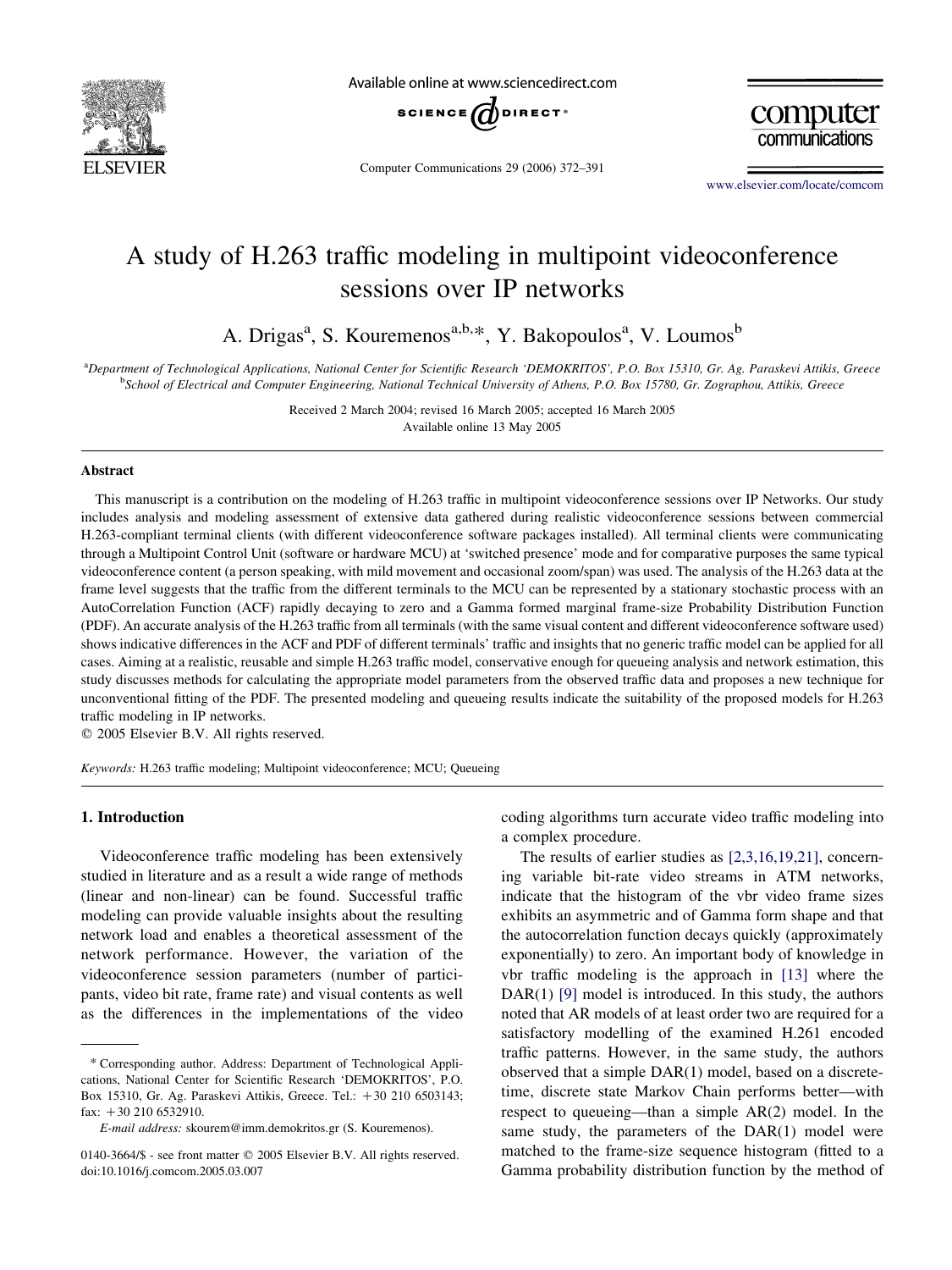# A study of H.263 traffic modeling in multipoint videoconference sessions over IP networks

A. Drigas[a], S. Kouremenos[a,b,*], Y. Bakopoulos[a], V. Loumos[b]

[a]*Department of Technological Applications, National Center for Scientific Research 'DEMOKRITOS', P.O. Box 15310, Gr. Ag. Paraskevi Attikis, Greece*
[b]*School of Electrical and Computer Engineering, National Technical University of Athens, P.O. Box 15780, Gr. Zographou, Attikis, Greece*

Received 2 March 2004; revised 16 March 2005; accepted 16 March 2005
Available online 13 May 2005

## Abstract

This manuscript is a contribution on the modeling of H.263 traffic in multipoint videoconference sessions over IP Networks. Our study includes analysis and modeling assessment of extensive data gathered during realistic videoconference sessions between commercial H.263-compliant terminal clients (with different videoconference software packages installed). All terminal clients were communicating through a Multipoint Control Unit (software or hardware MCU) at 'switched presence' mode and for comparative purposes the same typical videoconference content (a person speaking, with mild movement and occasional zoom/span) was used. The analysis of the H.263 data at the frame level suggests that the traffic from the different terminals to the MCU can be represented by a stationary stochastic process with an AutoCorrelation Function (ACF) rapidly decaying to zero and a Gamma formed marginal frame-size Probability Distribution Function (PDF). An accurate analysis of the H.263 traffic from all terminals (with the same visual content and different videoconference software used) shows indicative differences in the ACF and PDF of different terminals' traffic and insights that no generic traffic model can be applied for all cases. Aiming at a realistic, reusable and simple H.263 traffic model, conservative enough for queueing analysis and network estimation, this study discusses methods for calculating the appropriate model parameters from the observed traffic data and proposes a new technique for unconventional fitting of the PDF. The presented modeling and queueing results indicate the suitability of the proposed models for H.263 traffic modeling in IP networks.

© 2005 Elsevier B.V. All rights reserved.

*Keywords:* H.263 traffic modeling; Multipoint videoconference; MCU; Queueing

## 1. Introduction

Videoconference traffic modeling has been extensively studied in literature and as a result a wide range of methods (linear and non-linear) can be found. Successful traffic modeling can provide valuable insights about the resulting network load and enables a theoretical assessment of the network performance. However, the variation of the videoconference session parameters (number of participants, video bit rate, frame rate) and visual contents as well as the differences in the implementations of the video coding algorithms turn accurate video traffic modeling into a complex procedure.

The results of earlier studies as [2,3,16,19,21], concerning variable bit-rate video streams in ATM networks, indicate that the histogram of the vbr video frame sizes exhibits an asymmetric and of Gamma form shape and that the autocorrelation function decays quickly (approximately exponentially) to zero. An important body of knowledge in vbr traffic modeling is the approach in [13] where the DAR(1) [9] model is introduced. In this study, the authors noted that AR models of at least order two are required for a satisfactory modelling of the examined H.261 encoded traffic patterns. However, in the same study, the authors observed that a simple DAR(1) model, based on a discrete-time, discrete state Markov Chain performs better—with respect to queueing—than a simple AR(2) model. In the same study, the parameters of the DAR(1) model were matched to the frame-size sequence histogram (fitted to a Gamma probability distribution function by the method of

---

\* Corresponding author. Address: Department of Technological Applications, National Center for Scientific Research 'DEMOKRITOS', P.O. Box 15310, Gr. Ag. Paraskevi Attikis, Greece. Tel.: +30 210 6503143; fax: +30 210 6532910.

*E-mail address:* skourem@imm.demokritos.gr (S. Kouremenos).

0140-3664/$ - see front matter © 2005 Elsevier B.V. All rights reserved.
doi:10.1016/j.comcom.2005.03.007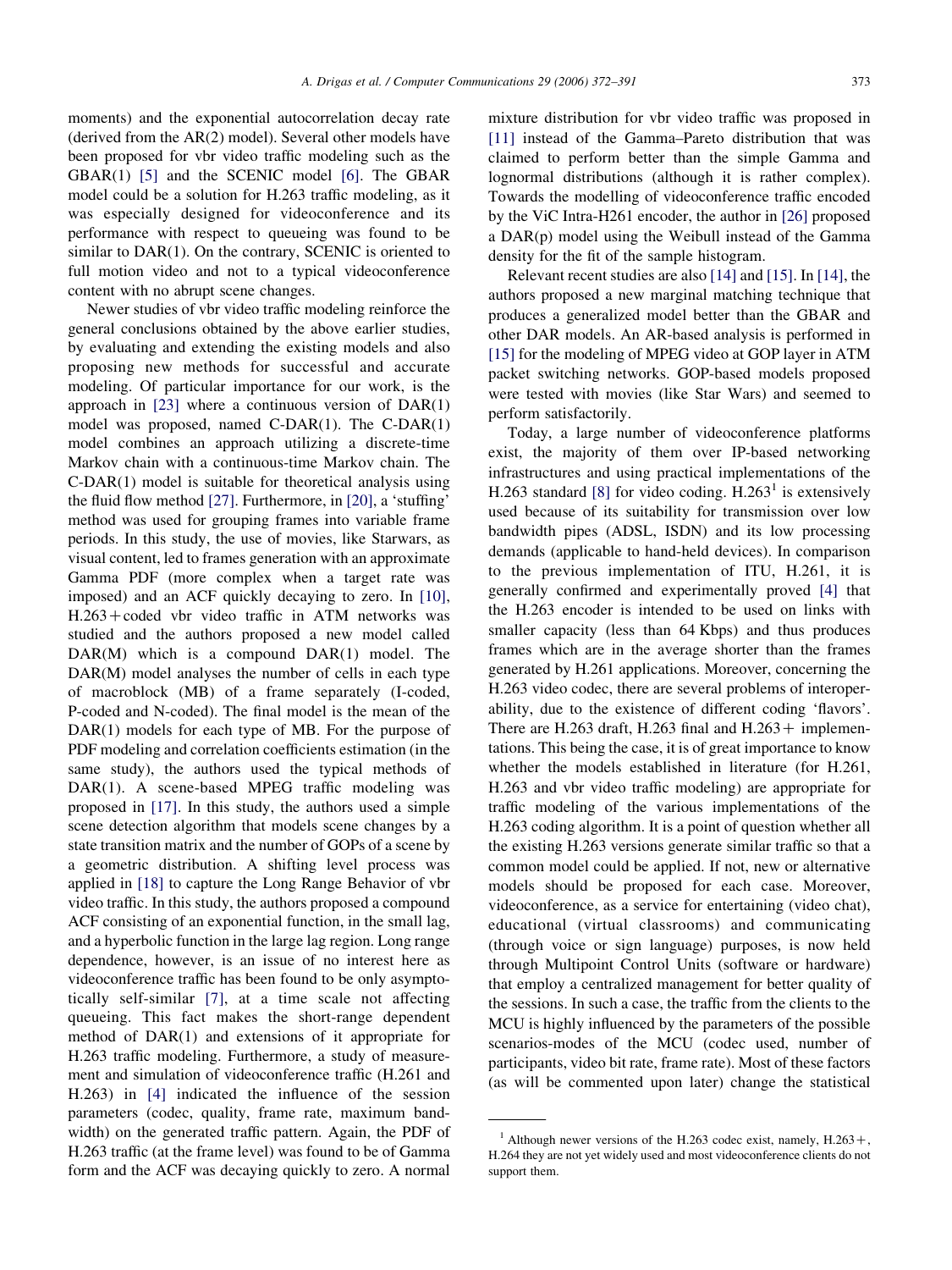moments) and the exponential autocorrelation decay rate (derived from the AR(2) model). Several other models have been proposed for vbr video traffic modeling such as the GBAR(1) [5] and the SCENIC model [6]. The GBAR model could be a solution for H.263 traffic modeling, as it was especially designed for videoconference and its performance with respect to queueing was found to be similar to DAR(1). On the contrary, SCENIC is oriented to full motion video and not to a typical videoconference content with no abrupt scene changes.

Newer studies of vbr video traffic modeling reinforce the general conclusions obtained by the above earlier studies, by evaluating and extending the existing models and also proposing new methods for successful and accurate modeling. Of particular importance for our work, is the approach in [23] where a continuous version of DAR(1) model was proposed, named C-DAR(1). The C-DAR(1) model combines an approach utilizing a discrete-time Markov chain with a continuous-time Markov chain. The C-DAR(1) model is suitable for theoretical analysis using the fluid flow method [27]. Furthermore, in [20], a 'stuffing' method was used for grouping frames into variable frame periods. In this study, the use of movies, like Starwars, as visual content, led to frames generation with an approximate Gamma PDF (more complex when a target rate was imposed) and an ACF quickly decaying to zero. In [10], H.263+coded vbr video traffic in ATM networks was studied and the authors proposed a new model called DAR(M) which is a compound DAR(1) model. The DAR(M) model analyses the number of cells in each type of macroblock (MB) of a frame separately (I-coded, P-coded and N-coded). The final model is the mean of the DAR(1) models for each type of MB. For the purpose of PDF modeling and correlation coefficients estimation (in the same study), the authors used the typical methods of DAR(1). A scene-based MPEG traffic modeling was proposed in [17]. In this study, the authors used a simple scene detection algorithm that models scene changes by a state transition matrix and the number of GOPs of a scene by a geometric distribution. A shifting level process was applied in [18] to capture the Long Range Behavior of vbr video traffic. In this study, the authors proposed a compound ACF consisting of an exponential function, in the small lag, and a hyperbolic function in the large lag region. Long range dependence, however, is an issue of no interest here as videoconference traffic has been found to be only asymptotically self-similar [7], at a time scale not affecting queueing. This fact makes the short-range dependent method of DAR(1) and extensions of it appropriate for H.263 traffic modeling. Furthermore, a study of measurement and simulation of videoconference traffic (H.261 and H.263) in [4] indicated the influence of the session parameters (codec, quality, frame rate, maximum bandwidth) on the generated traffic pattern. Again, the PDF of H.263 traffic (at the frame level) was found to be of Gamma form and the ACF was decaying quickly to zero. A normal mixture distribution for vbr video traffic was proposed in [11] instead of the Gamma–Pareto distribution that was claimed to perform better than the simple Gamma and lognormal distributions (although it is rather complex). Towards the modelling of videoconference traffic encoded by the ViC Intra-H261 encoder, the author in [26] proposed a DAR(p) model using the Weibull instead of the Gamma density for the fit of the sample histogram.

Relevant recent studies are also [14] and [15]. In [14], the authors proposed a new marginal matching technique that produces a generalized model better than the GBAR and other DAR models. An AR-based analysis is performed in [15] for the modeling of MPEG video at GOP layer in ATM packet switching networks. GOP-based models proposed were tested with movies (like Star Wars) and seemed to perform satisfactorily.

Today, a large number of videoconference platforms exist, the majority of them over IP-based networking infrastructures and using practical implementations of the H.263 standard [8] for video coding. H.263[1] is extensively used because of its suitability for transmission over low bandwidth pipes (ADSL, ISDN) and its low processing demands (applicable to hand-held devices). In comparison to the previous implementation of ITU, H.261, it is generally confirmed and experimentally proved [4] that the H.263 encoder is intended to be used on links with smaller capacity (less than 64 Kbps) and thus produces frames which are in the average shorter than the frames generated by H.261 applications. Moreover, concerning the H.263 video codec, there are several problems of interoperability, due to the existence of different coding 'flavors'. There are H.263 draft, H.263 final and H.263+ implementations. This being the case, it is of great importance to know whether the models established in literature (for H.261, H.263 and vbr video traffic modeling) are appropriate for traffic modeling of the various implementations of the H.263 coding algorithm. It is a point of question whether all the existing H.263 versions generate similar traffic so that a common model could be applied. If not, new or alternative models should be proposed for each case. Moreover, videoconference, as a service for entertaining (video chat), educational (virtual classrooms) and communicating (through voice or sign language) purposes, is now held through Multipoint Control Units (software or hardware) that employ a centralized management for better quality of the sessions. In such a case, the traffic from the clients to the MCU is highly influenced by the parameters of the possible scenarios-modes of the MCU (codec used, number of participants, video bit rate, frame rate). Most of these factors (as will be commented upon later) change the statistical

[1] Although newer versions of the H.263 codec exist, namely, H.263+, H.264 they are not yet widely used and most videoconference clients do not support them.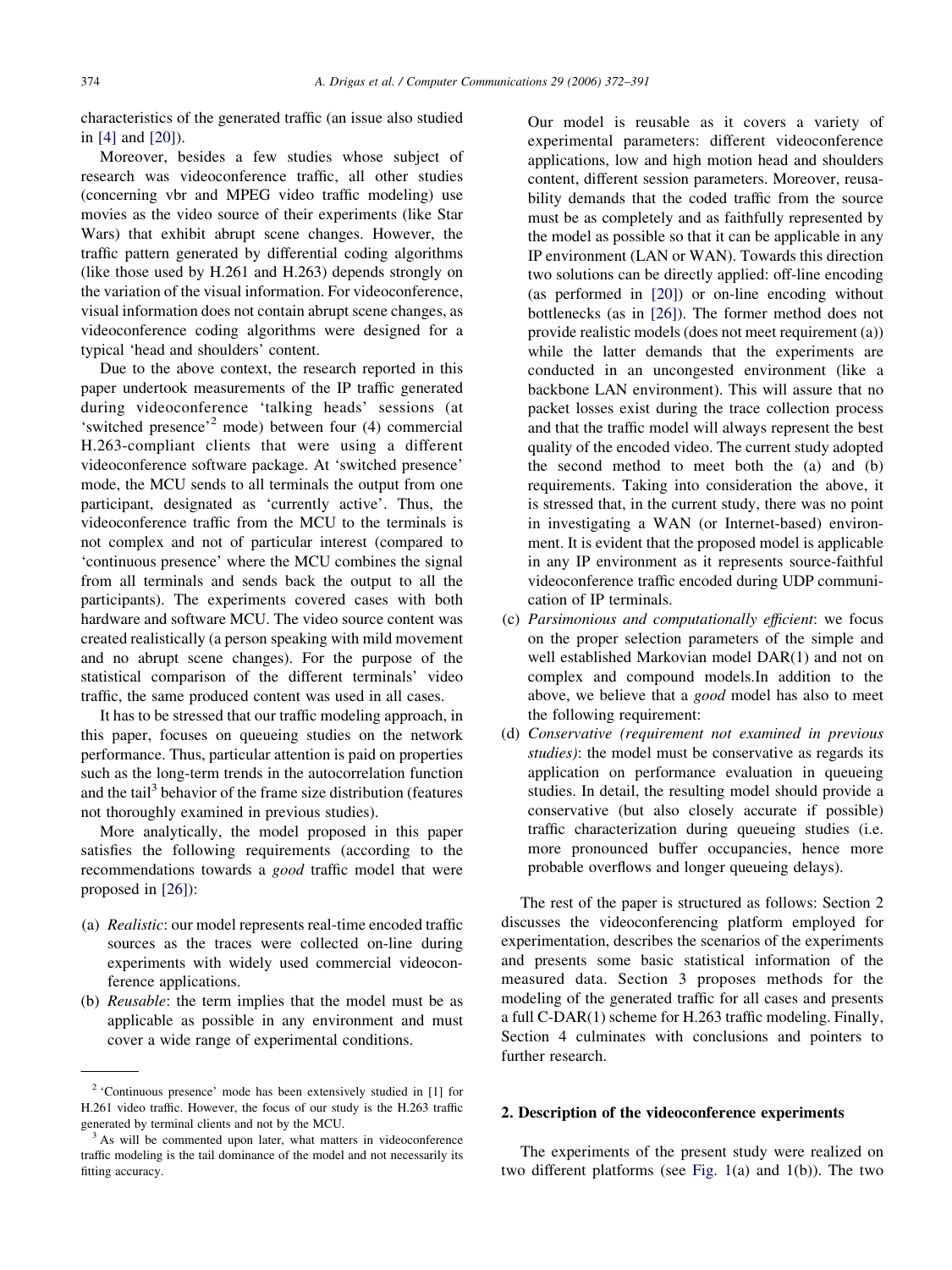characteristics of the generated traffic (an issue also studied in [4] and [20]).

Moreover, besides a few studies whose subject of research was videoconference traffic, all other studies (concerning vbr and MPEG video traffic modeling) use movies as the video source of their experiments (like Star Wars) that exhibit abrupt scene changes. However, the traffic pattern generated by differential coding algorithms (like those used by H.261 and H.263) depends strongly on the variation of the visual information. For videoconference, visual information does not contain abrupt scene changes, as videoconference coding algorithms were designed for a typical 'head and shoulders' content.

Due to the above context, the research reported in this paper undertook measurements of the IP traffic generated during videoconference 'talking heads' sessions (at 'switched presence'[2] mode) between four (4) commercial H.263-compliant clients that were using a different videoconference software package. At 'switched presence' mode, the MCU sends to all terminals the output from one participant, designated as 'currently active'. Thus, the videoconference traffic from the MCU to the terminals is not complex and not of particular interest (compared to 'continuous presence' where the MCU combines the signal from all terminals and sends back the output to all the participants). The experiments covered cases with both hardware and software MCU. The video source content was created realistically (a person speaking with mild movement and no abrupt scene changes). For the purpose of the statistical comparison of the different terminals' video traffic, the same produced content was used in all cases.

It has to be stressed that our traffic modeling approach, in this paper, focuses on queueing studies on the network performance. Thus, particular attention is paid on properties such as the long-term trends in the autocorrelation function and the tail[3] behavior of the frame size distribution (features not thoroughly examined in previous studies).

More analytically, the model proposed in this paper satisfies the following requirements (according to the recommendations towards a *good* traffic model that were proposed in [26]):

(a) *Realistic*: our model represents real-time encoded traffic sources as the traces were collected on-line during experiments with widely used commercial videoconference applications.

(b) *Reusable*: the term implies that the model must be as applicable as possible in any environment and must cover a wide range of experimental conditions.

Our model is reusable as it covers a variety of experimental parameters: different videoconference applications, low and high motion head and shoulders content, different session parameters. Moreover, reusability demands that the coded traffic from the source must be as completely and as faithfully represented by the model as possible so that it can be applicable in any IP environment (LAN or WAN). Towards this direction two solutions can be directly applied: off-line encoding (as performed in [20]) or on-line encoding without bottlenecks (as in [26]). The former method does not provide realistic models (does not meet requirement (a)) while the latter demands that the experiments are conducted in an uncongested environment (like a backbone LAN environment). This will assure that no packet losses exist during the trace collection process and that the traffic model will always represent the best quality of the encoded video. The current study adopted the second method to meet both the (a) and (b) requirements. Taking into consideration the above, it is stressed that, in the current study, there was no point in investigating a WAN (or Internet-based) environment. It is evident that the proposed model is applicable in any IP environment as it represents source-faithful videoconference traffic encoded during UDP communication of IP terminals.

(c) *Parsimonious and computationally efficient*: we focus on the proper selection parameters of the simple and well established Markovian model DAR(1) and not on complex and compound models.In addition to the above, we believe that a *good* model has also to meet the following requirement:

(d) *Conservative (requirement not examined in previous studies)*: the model must be conservative as regards its application on performance evaluation in queueing studies. In detail, the resulting model should provide a conservative (but also closely accurate if possible) traffic characterization during queueing studies (i.e. more pronounced buffer occupancies, hence more probable overflows and longer queueing delays).

The rest of the paper is structured as follows: Section 2 discusses the videoconferencing platform employed for experimentation, describes the scenarios of the experiments and presents some basic statistical information of the measured data. Section 3 proposes methods for the modeling of the generated traffic for all cases and presents a full C-DAR(1) scheme for H.263 traffic modeling. Finally, Section 4 culminates with conclusions and pointers to further research.

## 2. Description of the videoconference experiments

The experiments of the present study were realized on two different platforms (see Fig. 1(a) and 1(b)). The two

---

[2] 'Continuous presence' mode has been extensively studied in [1] for H.261 video traffic. However, the focus of our study is the H.263 traffic generated by terminal clients and not by the MCU.

[3] As will be commented upon later, what matters in videoconference traffic modeling is the tail dominance of the model and not necessarily its fitting accuracy.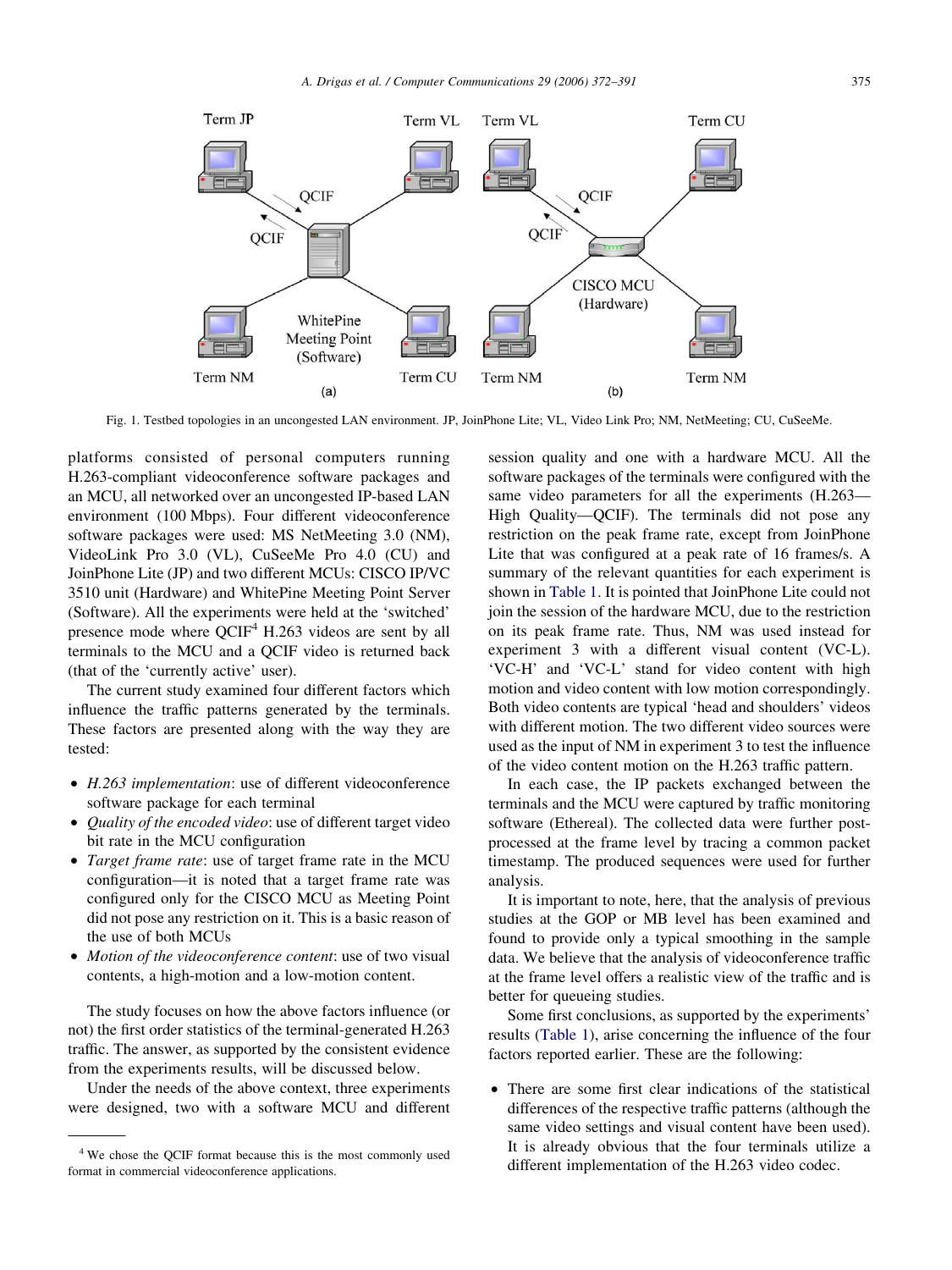Fig. 1. Testbed topologies in an uncongested LAN environment. JP, JoinPhone Lite; VL, Video Link Pro; NM, NetMeeting; CU, CuSeeMe.

platforms consisted of personal computers running H.263-compliant videoconference software packages and an MCU, all networked over an uncongested IP-based LAN environment (100 Mbps). Four different videoconference software packages were used: MS NetMeeting 3.0 (NM), VideoLink Pro 3.0 (VL), CuSeeMe Pro 4.0 (CU) and JoinPhone Lite (JP) and two different MCUs: CISCO IP/VC 3510 unit (Hardware) and WhitePine Meeting Point Server (Software). All the experiments were held at the 'switched' presence mode where QCIF[4] H.263 videos are sent by all terminals to the MCU and a QCIF video is returned back (that of the 'currently active' user).

The current study examined four different factors which influence the traffic patterns generated by the terminals. These factors are presented along with the way they are tested:

- *H.263 implementation*: use of different videoconference software package for each terminal
- *Quality of the encoded video*: use of different target video bit rate in the MCU configuration
- *Target frame rate*: use of target frame rate in the MCU configuration—it is noted that a target frame rate was configured only for the CISCO MCU as Meeting Point did not pose any restriction on it. This is a basic reason of the use of both MCUs
- *Motion of the videoconference content*: use of two visual contents, a high-motion and a low-motion content.

The study focuses on how the above factors influence (or not) the first order statistics of the terminal-generated H.263 traffic. The answer, as supported by the consistent evidence from the experiments results, will be discussed below.

Under the needs of the above context, three experiments were designed, two with a software MCU and different session quality and one with a hardware MCU. All the software packages of the terminals were configured with the same video parameters for all the experiments (H.263—High Quality—QCIF). The terminals did not pose any restriction on the peak frame rate, except from JoinPhone Lite that was configured at a peak rate of 16 frames/s. A summary of the relevant quantities for each experiment is shown in Table 1. It is pointed that JoinPhone Lite could not join the session of the hardware MCU, due to the restriction on its peak frame rate. Thus, NM was used instead for experiment 3 with a different visual content (VC-L). 'VC-H' and 'VC-L' stand for video content with high motion and video content with low motion correspondingly. Both video contents are typical 'head and shoulders' videos with different motion. The two different video sources were used as the input of NM in experiment 3 to test the influence of the video content motion on the H.263 traffic pattern.

In each case, the IP packets exchanged between the terminals and the MCU were captured by traffic monitoring software (Ethereal). The collected data were further post-processed at the frame level by tracing a common packet timestamp. The produced sequences were used for further analysis.

It is important to note, here, that the analysis of previous studies at the GOP or MB level has been examined and found to provide only a typical smoothing in the sample data. We believe that the analysis of videoconference traffic at the frame level offers a realistic view of the traffic and is better for queueing studies.

Some first conclusions, as supported by the experiments' results (Table 1), arise concerning the influence of the four factors reported earlier. These are the following:

- There are some first clear indications of the statistical differences of the respective traffic patterns (although the same video settings and visual content have been used). It is already obvious that the four terminals utilize a different implementation of the H.263 video codec.

[4] We chose the QCIF format because this is the most commonly used format in commercial videoconference applications.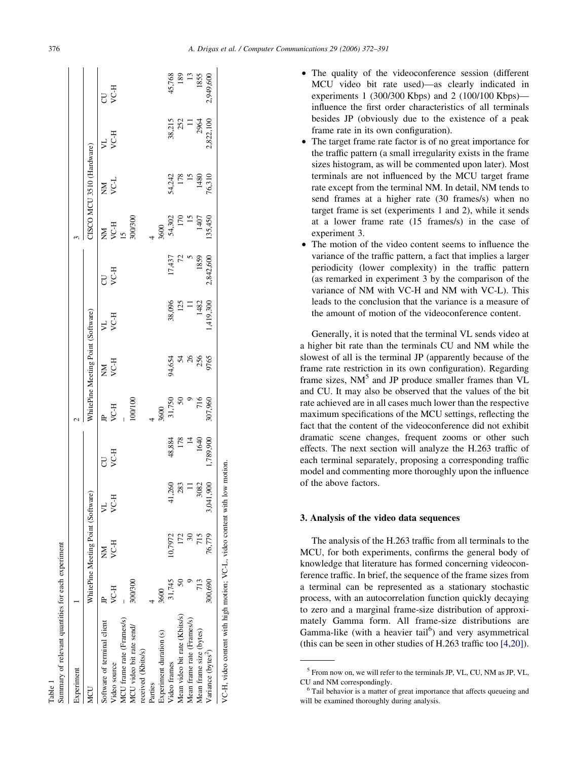Table 1
Summary of relevant quantities for each experiment

| Experiment | 1 | | | | 2 | | | | 3 | | | |
|---|---|---|---|---|---|---|---|---|---|---|---|---|
| MCU | WhitePine Meeting Point (Software) | | | | WhitePine Meeting Point (Software) | | | | CISCO MCU 3510 (Hardware) | | | |
| Software of terminal client | JP | NM | VL | CU | JP | NM | VL | CU | NM | NM | VL | CU |
| Video source | VC-H | VC-H | VC-H | VC-H | VC-H | VC-H | VC-H | VC-H | VC-H | VC-L | VC-H | VC-H |
| MCU frame rate (Frames/s) | – | | | | – | | | | 15 | | | |
| MCU video bit rate send/received (Kbits/s) | 300/300 | | | | 100/100 | | | | 300/300 | | | |
| Parties | 4 | | | | 4 | | | | 4 | | | |
| Experiment duration (s) | 3600 | | | | 3600 | | | | 3600 | | | |
| Video frames | 31,745 | 10,7972 | 41,260 | 48,884 | 31,750 | 94,654 | 38,096 | 17,437 | 54,302 | 54,242 | 38,215 | 45,768 |
| Mean video bit rate (Kbits/s) | 50 | 172 | 283 | 178 | 50 | 54 | 125 | 72 | 170 | 178 | 252 | 189 |
| Mean frame rate (Frames/s) | 9 | 30 | 11 | 14 | 9 | 26 | 11 | 5 | 15 | 15 | 11 | 13 |
| Mean frame size (bytes) | 713 | 715 | 3082 | 1640 | 716 | 256 | 1482 | 1859 | 1407 | 1480 | 2964 | 1855 |
| Variance (bytes$^2$) | 300,690 | 76,779 | 3,041,900 | 1,789,900 | 307,960 | 9765 | 1,419,300 | 2,842,600 | 135,450 | 76,310 | 2,822,100 | 2,949,600 |

VC-H, video content with high motion; VC-L, video content with low motion.

- The quality of the videoconference session (different MCU video bit rate used)—as clearly indicated in experiments 1 (300/300 Kbps) and 2 (100/100 Kbps)—influence the first order characteristics of all terminals besides JP (obviously due to the existence of a peak frame rate in its own configuration).
- The target frame rate factor is of no great importance for the traffic pattern (a small irregularity exists in the frame sizes histogram, as will be commented upon later). Most terminals are not influenced by the MCU target frame rate except from the terminal NM. In detail, NM tends to send frames at a higher rate (30 frames/s) when no target frame is set (experiments 1 and 2), while it sends at a lower frame rate (15 frames/s) in the case of experiment 3.
- The motion of the video content seems to influence the variance of the traffic pattern, a fact that implies a larger periodicity (lower complexity) in the traffic pattern (as remarked in experiment 3 by the comparison of the variance of NM with VC-H and NM with VC-L). This leads to the conclusion that the variance is a measure of the amount of motion of the videoconference content.

Generally, it is noted that the terminal VL sends video at a higher bit rate than the terminals CU and NM while the slowest of all is the terminal JP (apparently because of the frame rate restriction in its own configuration). Regarding frame sizes, NM[5] and JP produce smaller frames than VL and CU. It may also be observed that the values of the bit rate achieved are in all cases much lower than the respective maximum specifications of the MCU settings, reflecting the fact that the content of the videoconference did not exhibit dramatic scene changes, frequent zooms or other such effects. The next section will analyze the H.263 traffic of each terminal separately, proposing a corresponding traffic model and commenting more thoroughly upon the influence of the above factors.

## 3. Analysis of the video data sequences

The analysis of the H.263 traffic from all terminals to the MCU, for both experiments, confirms the general body of knowledge that literature has formed concerning videoconference traffic. In brief, the sequence of the frame sizes from a terminal can be represented as a stationary stochastic process, with an autocorrelation function quickly decaying to zero and a marginal frame-size distribution of approximately Gamma form. All frame-size distributions are Gamma-like (with a heavier tail[6]) and very asymmetrical (this can be seen in other studies of H.263 traffic too [4,20]).

---

[5] From now on, we will refer to the terminals JP, VL, CU, NM as JP, VL, CU and NM correspondingly.

[6] Tail behavior is a matter of great importance that affects queueing and will be examined thoroughly during analysis.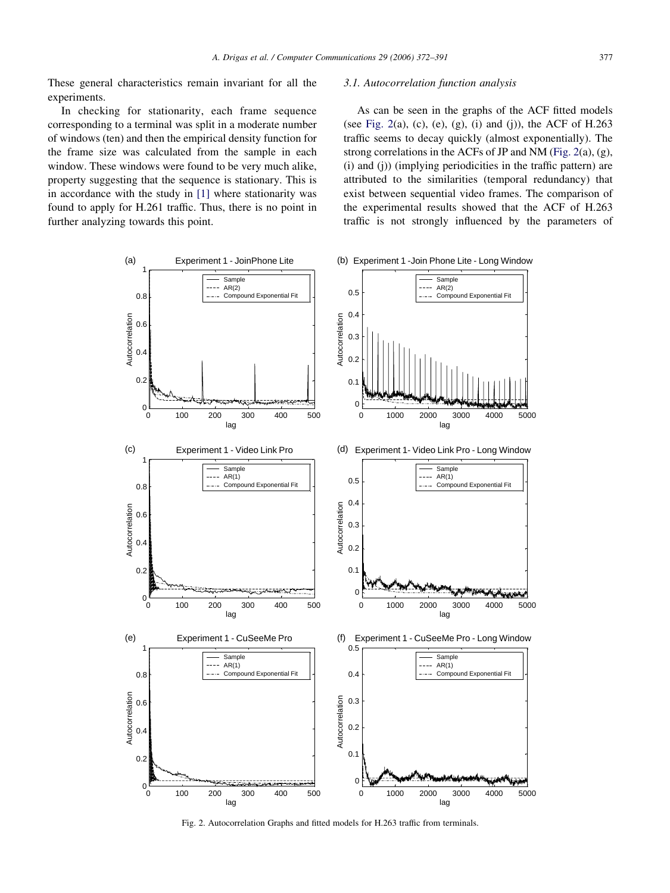These general characteristics remain invariant for all the experiments.

In checking for stationarity, each frame sequence corresponding to a terminal was split in a moderate number of windows (ten) and then the empirical density function for the frame size was calculated from the sample in each window. These windows were found to be very much alike, property suggesting that the sequence is stationary. This is in accordance with the study in [1] where stationarity was found to apply for H.261 traffic. Thus, there is no point in further analyzing towards this point.

### 3.1. Autocorrelation function analysis

As can be seen in the graphs of the ACF fitted models (see Fig. 2(a), (c), (e), (g), (i) and (j)), the ACF of H.263 traffic seems to decay quickly (almost exponentially). The strong correlations in the ACFs of JP and NM (Fig. 2(a), (g), (i) and (j)) (implying periodicities in the traffic pattern) are attributed to the similarities (temporal redundancy) that exist between sequential video frames. The comparison of the experimental results showed that the ACF of H.263 traffic is not strongly influenced by the parameters of

Fig. 2. Autocorrelation Graphs and fitted models for H.263 traffic from terminals.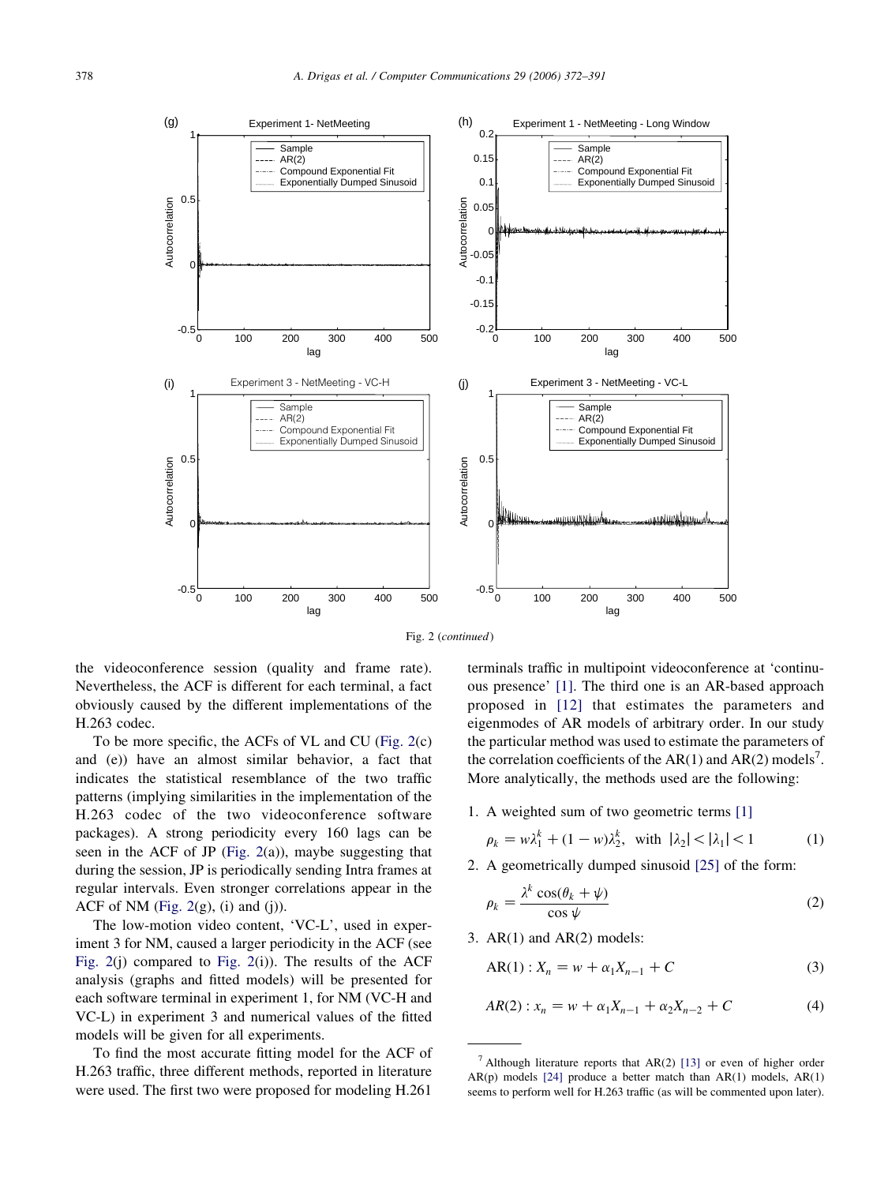Fig. 2 (*continued*)

the videoconference session (quality and frame rate). Nevertheless, the ACF is different for each terminal, a fact obviously caused by the different implementations of the H.263 codec.

To be more specific, the ACFs of VL and CU (Fig. 2(c) and (e)) have an almost similar behavior, a fact that indicates the statistical resemblance of the two traffic patterns (implying similarities in the implementation of the H.263 codec of the two videoconference software packages). A strong periodicity every 160 lags can be seen in the ACF of JP (Fig. 2(a)), maybe suggesting that during the session, JP is periodically sending Intra frames at regular intervals. Even stronger correlations appear in the ACF of NM (Fig. 2(g), (i) and (j)).

The low-motion video content, 'VC-L', used in experiment 3 for NM, caused a larger periodicity in the ACF (see Fig. 2(j) compared to Fig. 2(i)). The results of the ACF analysis (graphs and fitted models) will be presented for each software terminal in experiment 1, for NM (VC-H and VC-L) in experiment 3 and numerical values of the fitted models will be given for all experiments.

To find the most accurate fitting model for the ACF of H.263 traffic, three different methods, reported in literature were used. The first two were proposed for modeling H.261 terminals traffic in multipoint videoconference at 'continuous presence' [1]. The third one is an AR-based approach proposed in [12] that estimates the parameters and eigenmodes of AR models of arbitrary order. In our study the particular method was used to estimate the parameters of the correlation coefficients of the AR(1) and AR(2) models[7]. More analytically, the methods used are the following:

1. A weighted sum of two geometric terms [1]

$$\rho_k = w\lambda_1^k + (1-w)\lambda_2^k, \text{ with } |\lambda_2| < |\lambda_1| < 1 \tag{1}$$

2. A geometrically dumped sinusoid [25] of the form:

$$\rho_k = \frac{\lambda^k \cos(\theta_k + \psi)}{\cos \psi} \tag{2}$$

3. AR(1) and AR(2) models:

$$\text{AR}(1): X_n = w + \alpha_1 X_{n-1} + C \tag{3}$$

$$AR(2): x_n = w + \alpha_1 X_{n-1} + \alpha_2 X_{n-2} + C \tag{4}$$

---

[7] Although literature reports that AR(2) [13] or even of higher order AR(p) models [24] produce a better match than AR(1) models, AR(1) seems to perform well for H.263 traffic (as will be commented upon later).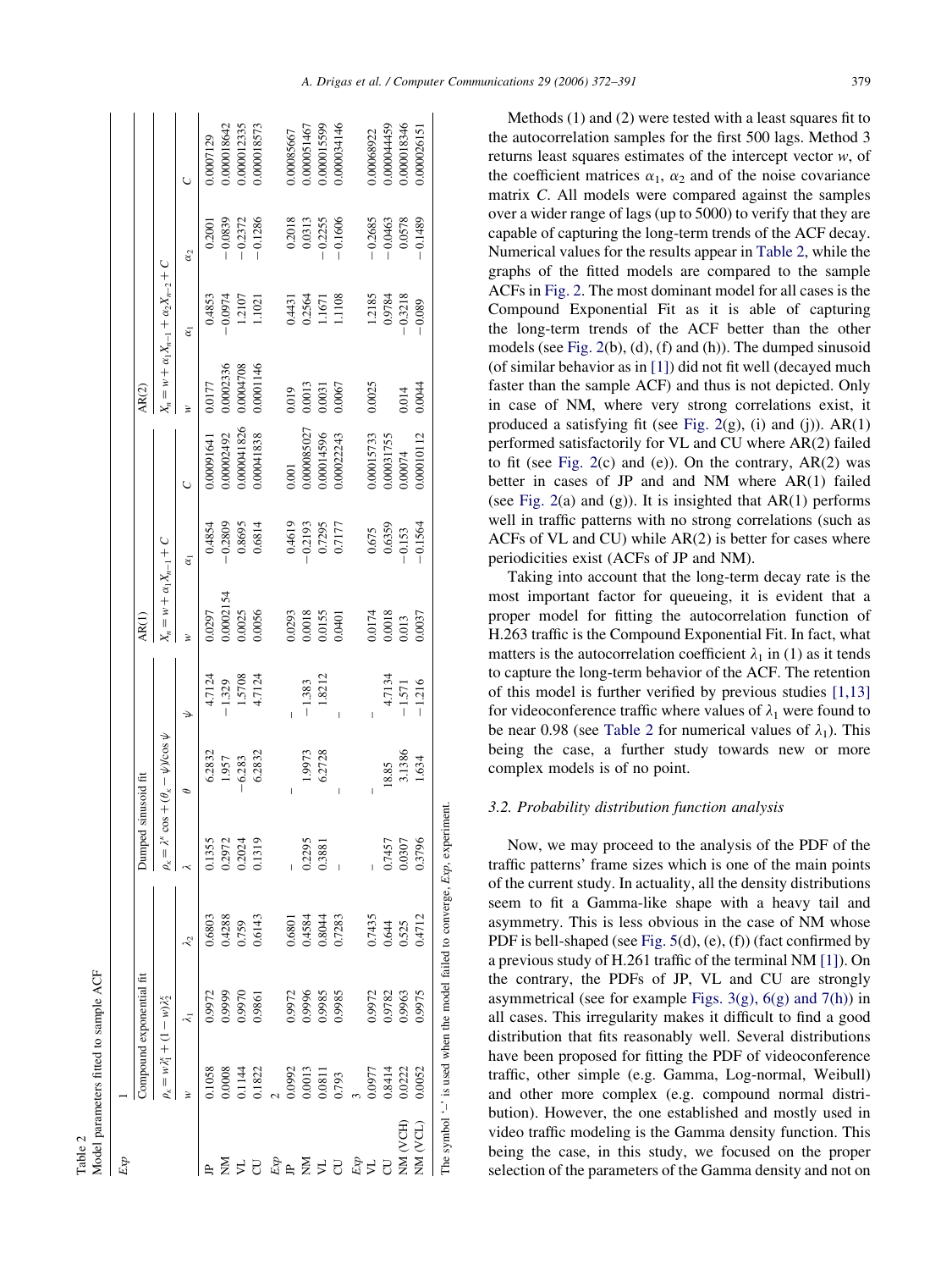Table 2
Model parameters fitted to sample ACF

| *Exp* | Compound exponential fit | | | Dumped sinusoid fit | | | AR(1) | | | AR(2) | | | |
|---|---|---|---|---|---|---|---|---|---|---|---|---|---|
| | $\rho_k = w\lambda_1^k + (1-w)\lambda_2^k$ | | | $\rho_k = \lambda^k \cos + (\theta_k - \psi)/\cos \psi$ | | | $X_n = w + \alpha_1 X_{n-1} + C$ | | | $X_n = w + \alpha_1 X_{n-1} + \alpha_2 X_{n-2} + C$ | | | |
| | $w$ | $\lambda_1$ | $\lambda_2$ | $\lambda$ | $\theta$ | $\psi$ | $w$ | $\alpha_1$ | $C$ | $w$ | $\alpha_1$ | $\alpha_2$ | $C$ |
| *Exp* 1 | | | | | | | | | | | | | |
| JP | 0.1058 | 0.9972 | 0.6803 | 0.1355 | 6.2832 | 4.7124 | 0.0297 | 0.4854 | 0.00091641 | 0.0177 | 0.4853 | 0.2001 | 0.0007129 |
| NM | 0.0008 | 0.9999 | 0.4288 | 0.2972 | 1.957 | −1.329 | 0.0002154 | −0.2809 | 0.00002492 | 0.0002336 | −0.0974 | −0.0839 | 0.000018642 |
| VL | 0.1144 | 0.9970 | 0.759 | 0.2024 | −6.283 | 1.5708 | 0.0025 | 0.8695 | 0.000041826 | 0.0004708 | 1.2107 | −0.2372 | 0.000012335 |
| CU | 0.1822 | 0.9861 | 0.6143 | 0.1319 | 6.2832 | 4.7124 | 0.0056 | 0.6814 | 0.00041838 | 0.0001146 | 1.1021 | −0.1286 | 0.000018573 |
| *Exp* 2 | | | | | | | | | | | | | |
| JP | 0.0992 | 0.9972 | 0.6801 | – | – | – | 0.0293 | 0.4619 | 0.001 | 0.019 | 0.4431 | 0.2018 | 0.00085667 |
| NM | 0.0013 | 0.9996 | 0.4584 | 0.2295 | 1.9973 | −1.383 | 0.0018 | −0.2193 | 0.000085027 | 0.0013 | 0.2564 | 0.0313 | 0.000051467 |
| VL | 0.0811 | 0.9985 | 0.8044 | 0.3881 | 6.2728 | 1.8212 | 0.0155 | 0.7295 | 0.00014596 | 0.0031 | 1.1671 | −0.2255 | 0.000015599 |
| CU | 0.793 | 0.9985 | 0.7283 | – | – | – | 0.0401 | 0.7177 | 0.00022243 | 0.0067 | 1.1108 | −0.1606 | 0.000034146 |
| *Exp* 3 | | | | | | | | | | | | | |
| VL | 0.0977 | 0.9972 | 0.7435 | – | – | – | 0.0174 | 0.675 | 0.00015733 | 0.0025 | 1.2185 | −0.2685 | 0.00068922 |
| CU | 0.8414 | 0.9782 | 0.644 | 0.7457 | 18.85 | 4.7134 | 0.0018 | 0.6359 | 0.00031755 | | 0.9784 | −0.0463 | 0.000044459 |
| NM (VCH) | 0.0222 | 0.9963 | 0.525 | 0.0307 | 3.1386 | −1.571 | 0.013 | −0.153 | 0.00074 | 0.014 | −0.3218 | 0.0578 | 0.000018346 |
| NM (VCL) | 0.0052 | 0.9975 | 0.4712 | 0.3796 | 1.634 | −1.216 | 0.0037 | −0.1564 | 0.00010112 | 0.0044 | −0.089 | −0.1489 | 0.000026151 |

The symbol '–' is used when the model failed to converge, *Exp*, experiment.

Methods (1) and (2) were tested with a least squares fit to the autocorrelation samples for the first 500 lags. Method 3 returns least squares estimates of the intercept vector $w$, of the coefficient matrices $\alpha_1$, $\alpha_2$ and of the noise covariance matrix $C$. All models were compared against the samples over a wider range of lags (up to 5000) to verify that they are capable of capturing the long-term trends of the ACF decay. Numerical values for the results appear in Table 2, while the graphs of the fitted models are compared to the sample ACFs in Fig. 2. The most dominant model for all cases is the Compound Exponential Fit as it is able of capturing the long-term trends of the ACF better than the other models (see Fig. 2(b), (d), (f) and (h)). The dumped sinusoid (of similar behavior as in [1]) did not fit well (decayed much faster than the sample ACF) and thus is not depicted. Only in case of NM, where very strong correlations exist, it produced a satisfying fit (see Fig. 2(g), (i) and (j)). AR(1) performed satisfactorily for VL and CU where AR(2) failed to fit (see Fig. 2(c) and (e)). On the contrary, AR(2) was better in cases of JP and and NM where AR(1) failed (see Fig. 2(a) and (g)). It is insighted that AR(1) performs well in traffic patterns with no strong correlations (such as ACFs of VL and CU) while AR(2) is better for cases where periodicities exist (ACFs of JP and NM).

Taking into account that the long-term decay rate is the most important factor for queueing, it is evident that a proper model for fitting the autocorrelation function of H.263 traffic is the Compound Exponential Fit. In fact, what matters is the autocorrelation coefficient $\lambda_1$ in (1) as it tends to capture the long-term behavior of the ACF. The retention of this model is further verified by previous studies [1,13] for videoconference traffic where values of $\lambda_1$ were found to be near 0.98 (see Table 2 for numerical values of $\lambda_1$). This being the case, a further study towards new or more complex models is of no point.

### 3.2. Probability distribution function analysis

Now, we may proceed to the analysis of the PDF of the traffic patterns' frame sizes which is one of the main points of the current study. In actuality, all the density distributions seem to fit a Gamma-like shape with a heavy tail and asymmetry. This is less obvious in the case of NM whose PDF is bell-shaped (see Fig. 5(d), (e), (f)) (fact confirmed by a previous study of H.261 traffic of the terminal NM [1]). On the contrary, the PDFs of JP, VL and CU are strongly asymmetrical (see for example Figs. 3(g), 6(g) and 7(h)) in all cases. This irregularity makes it difficult to find a good distribution that fits reasonably well. Several distributions have been proposed for fitting the PDF of videoconference traffic, other simple (e.g. Gamma, Log-normal, Weibull) and other more complex (e.g. compound normal distribution). However, the one established and mostly used in video traffic modeling is the Gamma density function. This being the case, in this study, we focused on the proper selection of the parameters of the Gamma density and not on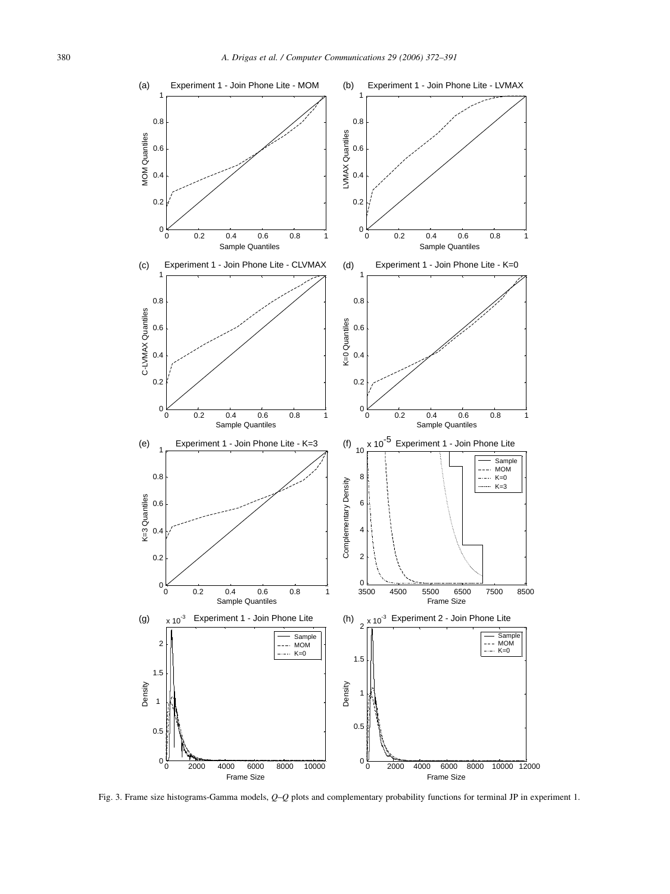Fig. 3. Frame size histograms-Gamma models, *Q–Q* plots and complementary probability functions for terminal JP in experiment 1.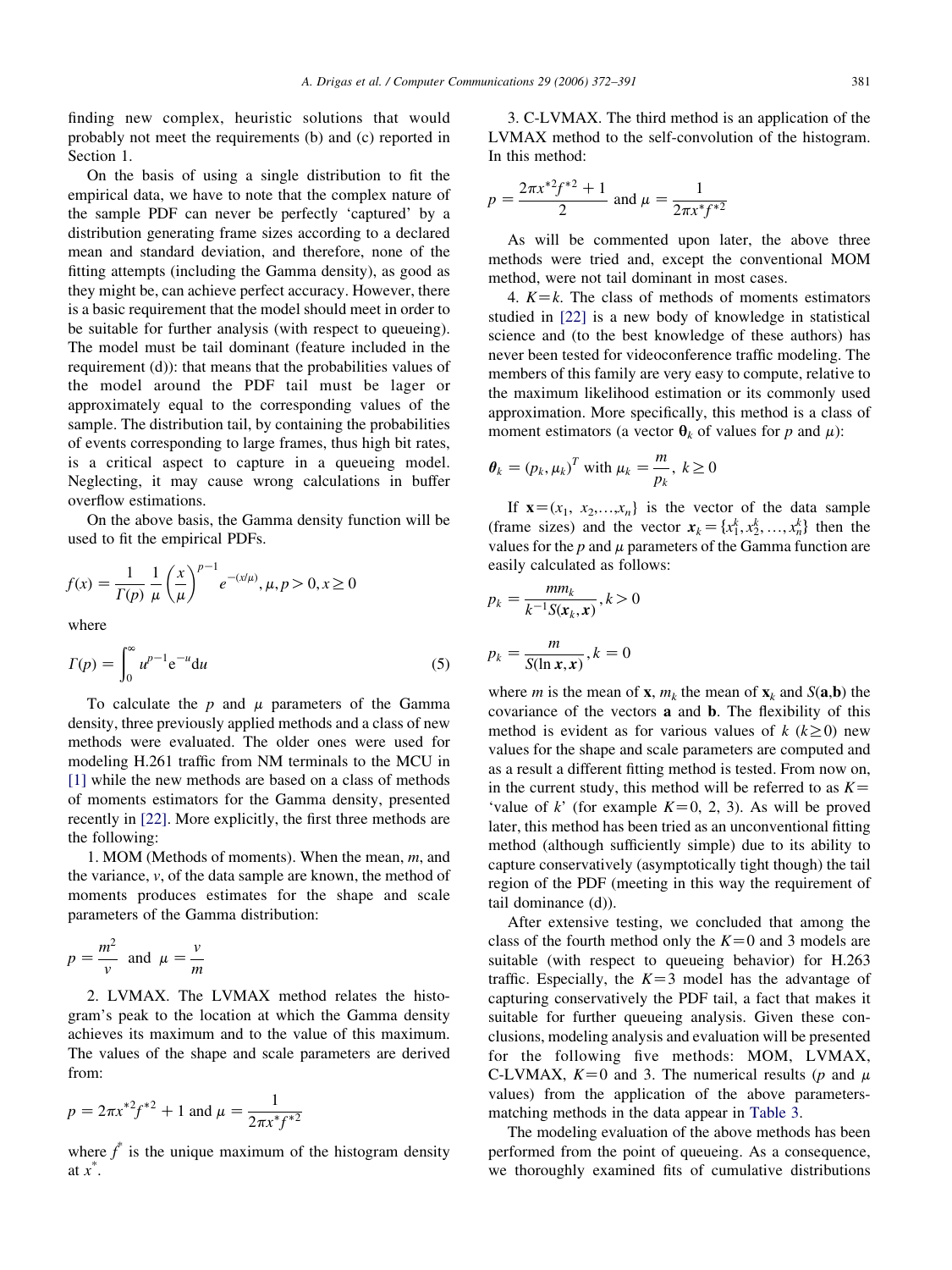finding new complex, heuristic solutions that would probably not meet the requirements (b) and (c) reported in Section 1.

On the basis of using a single distribution to fit the empirical data, we have to note that the complex nature of the sample PDF can never be perfectly 'captured' by a distribution generating frame sizes according to a declared mean and standard deviation, and therefore, none of the fitting attempts (including the Gamma density), as good as they might be, can achieve perfect accuracy. However, there is a basic requirement that the model should meet in order to be suitable for further analysis (with respect to queueing). The model must be tail dominant (feature included in the requirement (d)): that means that the probabilities values of the model around the PDF tail must be lager or approximately equal to the corresponding values of the sample. The distribution tail, by containing the probabilities of events corresponding to large frames, thus high bit rates, is a critical aspect to capture in a queueing model. Neglecting, it may cause wrong calculations in buffer overflow estimations.

On the above basis, the Gamma density function will be used to fit the empirical PDFs.

$$f(x) = \frac{1}{\Gamma(p)} \frac{1}{\mu} \left(\frac{x}{\mu}\right)^{p-1} e^{-(x/\mu)}, \mu, p > 0, x \geq 0$$

where

$$\Gamma(p) = \int_0^\infty u^{p-1} e^{-u} du \tag{5}$$

To calculate the $p$ and $\mu$ parameters of the Gamma density, three previously applied methods and a class of new methods were evaluated. The older ones were used for modeling H.261 traffic from NM terminals to the MCU in [1] while the new methods are based on a class of methods of moments estimators for the Gamma density, presented recently in [22]. More explicitly, the first three methods are the following:

1. MOM (Methods of moments). When the mean, $m$, and the variance, $v$, of the data sample are known, the method of moments produces estimates for the shape and scale parameters of the Gamma distribution:

$$p = \frac{m^2}{v} \text{ and } \mu = \frac{v}{m}$$

2. LVMAX. The LVMAX method relates the histogram's peak to the location at which the Gamma density achieves its maximum and to the value of this maximum. The values of the shape and scale parameters are derived from:

$$p = 2\pi x^{*2} f^{*2} + 1 \text{ and } \mu = \frac{1}{2\pi x^* f^{*2}}$$

where $f^*$ is the unique maximum of the histogram density at $x^*$.

3. C-LVMAX. The third method is an application of the LVMAX method to the self-convolution of the histogram. In this method:

$$p = \frac{2\pi x^{*2} f^{*2} + 1}{2} \text{ and } \mu = \frac{1}{2\pi x^* f^{*2}}$$

As will be commented upon later, the above three methods were tried and, except the conventional MOM method, were not tail dominant in most cases.

4. $K=k$. The class of methods of moments estimators studied in [22] is a new body of knowledge in statistical science and (to the best knowledge of these authors) has never been tested for videoconference traffic modeling. The members of this family are very easy to compute, relative to the maximum likelihood estimation or its commonly used approximation. More specifically, this method is a class of moment estimators (a vector $\boldsymbol{\theta}_k$ of values for $p$ and $\mu$):

$$\boldsymbol{\theta}_k = (p_k, \mu_k)^T \text{ with } \mu_k = \frac{m}{p_k},\ k \geq 0$$

If $\mathbf{x} = (x_1, x_2, \ldots, x_n)$ is the vector of the data sample (frame sizes) and the vector $\mathbf{x}_k = \{x_1^k, x_2^k, \ldots, x_n^k\}$ then the values for the $p$ and $\mu$ parameters of the Gamma function are easily calculated as follows:

$$p_k = \frac{m m_k}{k^{-1} S(\mathbf{x}_k, \mathbf{x})}, k > 0$$

$$p_k = \frac{m}{S(\ln \mathbf{x}, \mathbf{x})}, k = 0$$

where $m$ is the mean of $\mathbf{x}$, $m_k$ the mean of $\mathbf{x}_k$ and $S(\mathbf{a},\mathbf{b})$ the covariance of the vectors $\mathbf{a}$ and $\mathbf{b}$. The flexibility of this method is evident as for various values of $k$ ($k \geq 0$) new values for the shape and scale parameters are computed and as a result a different fitting method is tested. From now on, in the current study, this method will be referred to as $K=$ 'value of $k$' (for example $K=0$, 2, 3). As will be proved later, this method has been tried as an unconventional fitting method (although sufficiently simple) due to its ability to capture conservatively (asymptotically tight though) the tail region of the PDF (meeting in this way the requirement of tail dominance (d)).

After extensive testing, we concluded that among the class of the fourth method only the $K=0$ and 3 models are suitable (with respect to queueing behavior) for H.263 traffic. Especially, the $K=3$ model has the advantage of capturing conservatively the PDF tail, a fact that makes it suitable for further queueing analysis. Given these conclusions, modeling analysis and evaluation will be presented for the following five methods: MOM, LVMAX, C-LVMAX, $K=0$ and 3. The numerical results ($p$ and $\mu$ values) from the application of the above parameters-matching methods in the data appear in Table 3.

The modeling evaluation of the above methods has been performed from the point of queueing. As a consequence, we thoroughly examined fits of cumulative distributions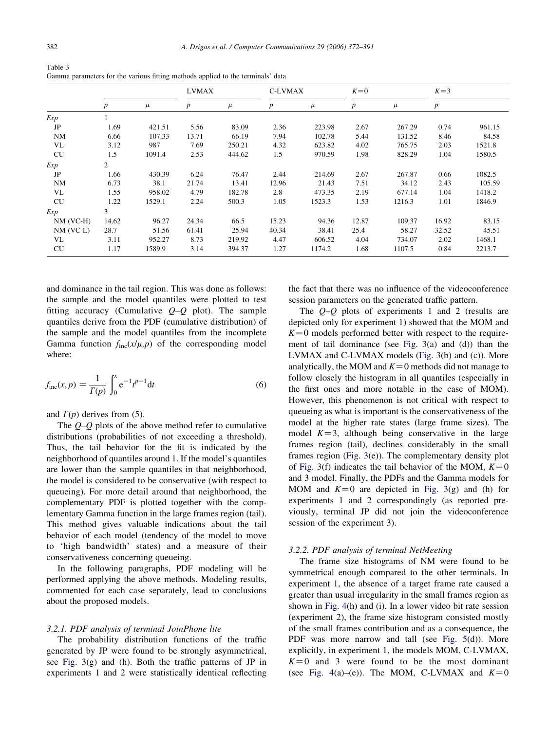Table 3
Gamma parameters for the various fitting methods applied to the terminals' data

| | | | LVMAX | | C-LVMAX | | $K=0$ | | $K=3$ | |
|---|---|---|---|---|---|---|---|---|---|---|
| | $p$ | $\mu$ | $p$ | $\mu$ | $p$ | $\mu$ | $p$ | $\mu$ | $p$ | |
| *Exp* | 1 | | | | | | | | | |
| JP | 1.69 | 421.51 | 5.56 | 83.09 | 2.36 | 223.98 | 2.67 | 267.29 | 0.74 | 961.15 |
| NM | 6.66 | 107.33 | 13.71 | 66.19 | 7.94 | 102.78 | 5.44 | 131.52 | 8.46 | 84.58 |
| VL | 3.12 | 987 | 7.69 | 250.21 | 4.32 | 623.82 | 4.02 | 765.75 | 2.03 | 1521.8 |
| CU | 1.5 | 1091.4 | 2.53 | 444.62 | 1.5 | 970.59 | 1.98 | 828.29 | 1.04 | 1580.5 |
| *Exp* | 2 | | | | | | | | | |
| JP | 1.66 | 430.39 | 6.24 | 76.47 | 2.44 | 214.69 | 2.67 | 267.87 | 0.66 | 1082.5 |
| NM | 6.73 | 38.1 | 21.74 | 13.41 | 12.96 | 21.43 | 7.51 | 34.12 | 2.43 | 105.59 |
| VL | 1.55 | 958.02 | 4.79 | 182.78 | 2.8 | 473.35 | 2.19 | 677.14 | 1.04 | 1418.2 |
| CU | 1.22 | 1529.1 | 2.24 | 500.3 | 1.05 | 1523.3 | 1.53 | 1216.3 | 1.01 | 1846.9 |
| *Exp* | 3 | | | | | | | | | |
| NM (VC-H) | 14.62 | 96.27 | 24.34 | 66.5 | 15.23 | 94.36 | 12.87 | 109.37 | 16.92 | 83.15 |
| NM (VC-L) | 28.7 | 51.56 | 61.41 | 25.94 | 40.34 | 38.41 | 25.4 | 58.27 | 32.52 | 45.51 |
| VL | 3.11 | 952.27 | 8.73 | 219.92 | 4.47 | 606.52 | 4.04 | 734.07 | 2.02 | 1468.1 |
| CU | 1.17 | 1589.9 | 3.14 | 394.37 | 1.27 | 1174.2 | 1.68 | 1107.5 | 0.84 | 2213.7 |

and dominance in the tail region. This was done as follows: the sample and the model quantiles were plotted to test fitting accuracy (Cumulative *Q*–*Q* plot). The sample quantiles derive from the PDF (cumulative distribution) of the sample and the model quantiles from the incomplete Gamma function $f_{\mathrm{inc}}(x/\mu,p)$ of the corresponding model where:

$$f_{\mathrm{inc}}(x,p) = \frac{1}{\Gamma(p)} \int_0^x \mathrm{e}^{-1} t^{p-1} \mathrm{d}t \tag{6}$$

and $\Gamma(p)$ derives from (5).

The *Q*–*Q* plots of the above method refer to cumulative distributions (probabilities of not exceeding a threshold). Thus, the tail behavior for the fit is indicated by the neighborhood of quantiles around 1. If the model's quantiles are lower than the sample quantiles in that neighborhood, the model is considered to be conservative (with respect to queueing). For more detail around that neighborhood, the complementary PDF is plotted together with the complementary Gamma function in the large frames region (tail). This method gives valuable indications about the tail behavior of each model (tendency of the model to move to 'high bandwidth' states) and a measure of their conservativeness concerning queueing.

In the following paragraphs, PDF modeling will be performed applying the above methods. Modeling results, commented for each case separately, lead to conclusions about the proposed models.

### 3.2.1. PDF analysis of terminal JoinPhone lite

The probability distribution functions of the traffic generated by JP were found to be strongly asymmetrical, see Fig. 3(g) and (h). Both the traffic patterns of JP in experiments 1 and 2 were statistically identical reflecting the fact that there was no influence of the videoconference session parameters on the generated traffic pattern.

The *Q*–*Q* plots of experiments 1 and 2 (results are depicted only for experiment 1) showed that the MOM and $K=0$ models performed better with respect to the requirement of tail dominance (see Fig. 3(a) and (d)) than the LVMAX and C-LVMAX models (Fig. 3(b) and (c)). More analytically, the MOM and $K=0$ methods did not manage to follow closely the histogram in all quantiles (especially in the first ones and more notable in the case of MOM). However, this phenomenon is not critical with respect to queueing as what is important is the conservativeness of the model at the higher rate states (large frame sizes). The model $K=3$, although being conservative in the large frames region (tail), declines considerably in the small frames region (Fig. 3(e)). The complementary density plot of Fig. 3(f) indicates the tail behavior of the MOM, $K=0$ and 3 model. Finally, the PDFs and the Gamma models for MOM and $K=0$ are depicted in Fig. 3(g) and (h) for experiments 1 and 2 correspondingly (as reported previously, terminal JP did not join the videoconference session of the experiment 3).

### 3.2.2. PDF analysis of terminal NetMeeting

The frame size histograms of NM were found to be symmetrical enough compared to the other terminals. In experiment 1, the absence of a target frame rate caused a greater than usual irregularity in the small frames region as shown in Fig. 4(h) and (i). In a lower video bit rate session (experiment 2), the frame size histogram consisted mostly of the small frames contribution and as a consequence, the PDF was more narrow and tall (see Fig. 5(d)). More explicitly, in experiment 1, the models MOM, C-LVMAX, $K=0$ and 3 were found to be the most dominant (see Fig. 4(a)–(e)). The MOM, C-LVMAX and $K=0$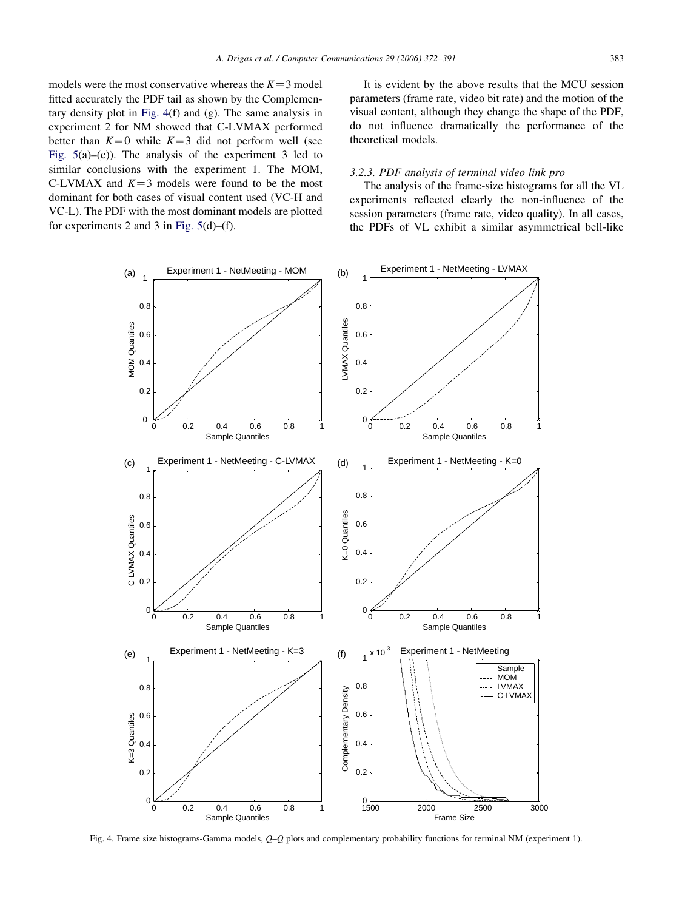models were the most conservative whereas the $K=3$ model fitted accurately the PDF tail as shown by the Complementary density plot in Fig. 4(f) and (g). The same analysis in experiment 2 for NM showed that C-LVMAX performed better than $K=0$ while $K=3$ did not perform well (see Fig. 5(a)–(c)). The analysis of the experiment 3 led to similar conclusions with the experiment 1. The MOM, C-LVMAX and $K=3$ models were found to be the most dominant for both cases of visual content used (VC-H and VC-L). The PDF with the most dominant models are plotted for experiments 2 and 3 in Fig. 5(d)–(f).

It is evident by the above results that the MCU session parameters (frame rate, video bit rate) and the motion of the visual content, although they change the shape of the PDF, do not influence dramatically the performance of the theoretical models.

### *3.2.3. PDF analysis of terminal video link pro*

The analysis of the frame-size histograms for all the VL experiments reflected clearly the non-influence of the session parameters (frame rate, video quality). In all cases, the PDFs of VL exhibit a similar asymmetrical bell-like

Fig. 4. Frame size histograms-Gamma models, *Q–Q* plots and complementary probability functions for terminal NM (experiment 1).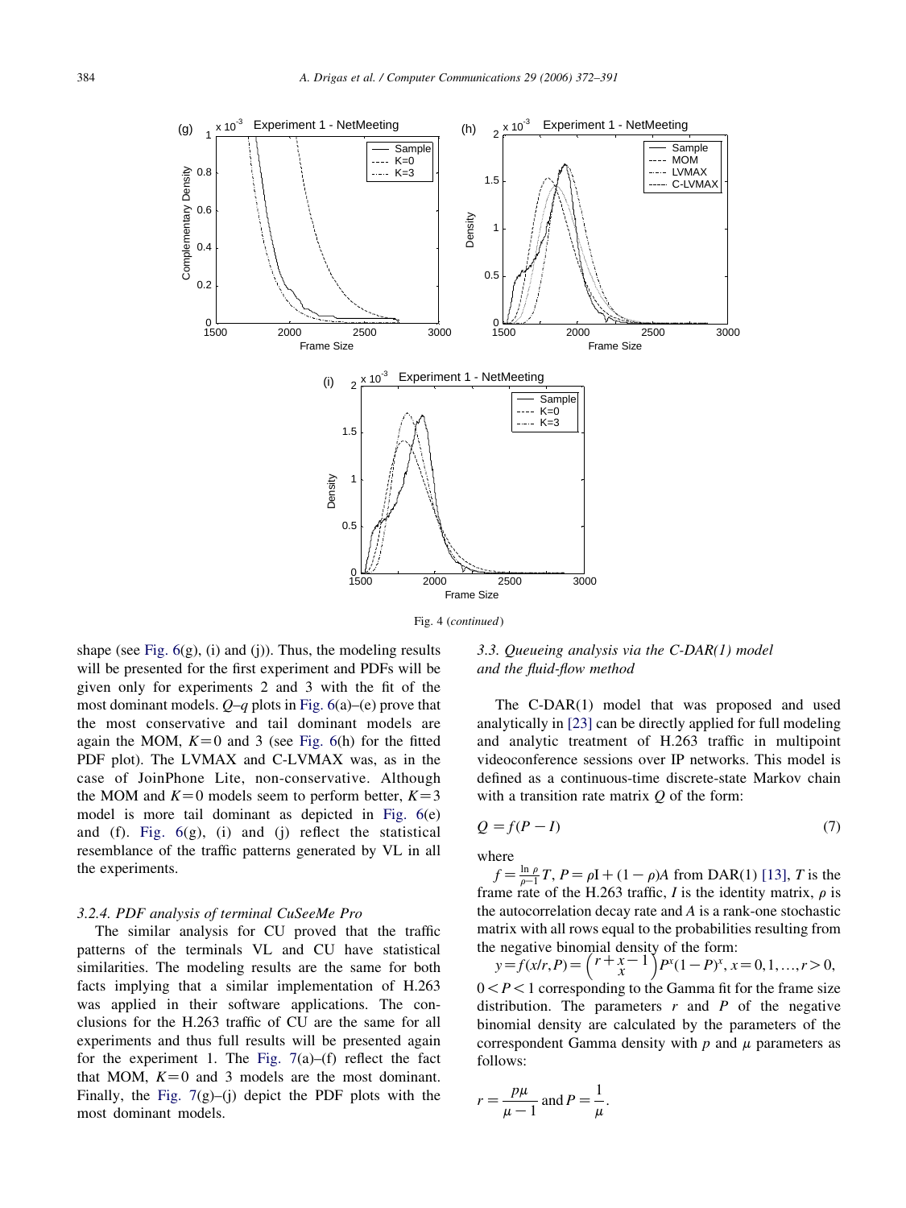Fig. 4 (*continued*)

shape (see Fig. 6(g), (i) and (j)). Thus, the modeling results will be presented for the first experiment and PDFs will be given only for experiments 2 and 3 with the fit of the most dominant models. *Q–q* plots in Fig. 6(a)–(e) prove that the most conservative and tail dominant models are again the MOM, $K=0$ and 3 (see Fig. 6(h) for the fitted PDF plot). The LVMAX and C-LVMAX was, as in the case of JoinPhone Lite, non-conservative. Although the MOM and $K=0$ models seem to perform better, $K=3$ model is more tail dominant as depicted in Fig. 6(e) and (f). Fig. 6(g), (i) and (j) reflect the statistical resemblance of the traffic patterns generated by VL in all the experiments.

#### 3.2.4. PDF analysis of terminal CuSeeMe Pro

The similar analysis for CU proved that the traffic patterns of the terminals VL and CU have statistical similarities. The modeling results are the same for both facts implying that a similar implementation of H.263 was applied in their software applications. The conclusions for the H.263 traffic of CU are the same for all experiments and thus full results will be presented again for the experiment 1. The Fig. 7(a)–(f) reflect the fact that MOM, $K=0$ and 3 models are the most dominant. Finally, the Fig. 7(g)–(j) depict the PDF plots with the most dominant models.

### 3.3. Queueing analysis via the C-DAR(1) model and the fluid-flow method

The C-DAR(1) model that was proposed and used analytically in [23] can be directly applied for full modeling and analytic treatment of H.263 traffic in multipoint videoconference sessions over IP networks. This model is defined as a continuous-time discrete-state Markov chain with a transition rate matrix $Q$ of the form:

$$Q = f(P - I) \tag{7}$$

where

$f = \frac{\ln \rho}{\rho - 1} T$, $P = \rho \mathrm{I} + (1-\rho)A$ from DAR(1) [13], $T$ is the frame rate of the H.263 traffic, $I$ is the identity matrix, $\rho$ is the autocorrelation decay rate and $A$ is a rank-one stochastic matrix with all rows equal to the probabilities resulting from the negative binomial density of the form:

$y = f(x/r, P) = \binom{r+x-1}{x} P^{x}(1-P)^{x}, x = 0, 1, \ldots, r > 0,$

$0 < P < 1$ corresponding to the Gamma fit for the frame size distribution. The parameters $r$ and $P$ of the negative binomial density are calculated by the parameters of the correspondent Gamma density with $p$ and $\mu$ parameters as follows:

$$r = \frac{p\mu}{\mu - 1} \text{ and } P = \frac{1}{\mu}.$$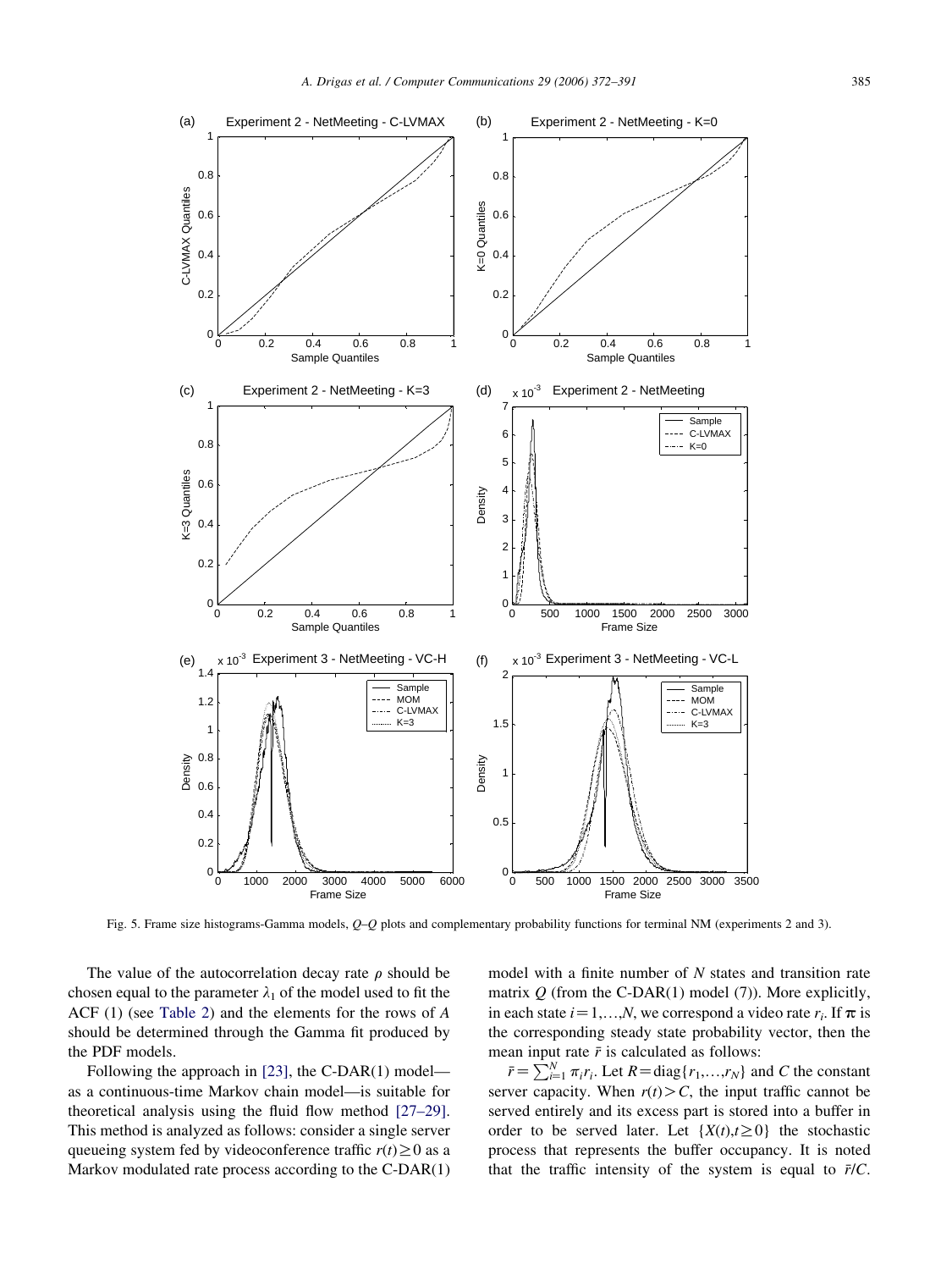Fig. 5. Frame size histograms-Gamma models, $Q$–$Q$ plots and complementary probability functions for terminal NM (experiments 2 and 3).

The value of the autocorrelation decay rate $\rho$ should be chosen equal to the parameter $\lambda_1$ of the model used to fit the ACF (1) (see Table 2) and the elements for the rows of $A$ should be determined through the Gamma fit produced by the PDF models.

Following the approach in [23], the C-DAR(1) model—as a continuous-time Markov chain model—is suitable for theoretical analysis using the fluid flow method [27–29]. This method is analyzed as follows: consider a single server queueing system fed by videoconference traffic $r(t) \geq 0$ as a Markov modulated rate process according to the C-DAR(1) model with a finite number of $N$ states and transition rate matrix $Q$ (from the C-DAR(1) model (7)). More explicitly, in each state $i = 1,\ldots,N$, we correspond a video rate $r_i$. If $\boldsymbol{\pi}$ is the corresponding steady state probability vector, then the mean input rate $\bar{r}$ is calculated as follows:

$\bar{r} = \sum_{i=1}^{N} \pi_i r_i$. Let $R = \text{diag}\{r_1,\ldots,r_N\}$ and $C$ the constant server capacity. When $r(t) > C$, the input traffic cannot be served entirely and its excess part is stored into a buffer in order to be served later. Let $\{X(t), t \geq 0\}$ the stochastic process that represents the buffer occupancy. It is noted that the traffic intensity of the system is equal to $\bar{r}/C$.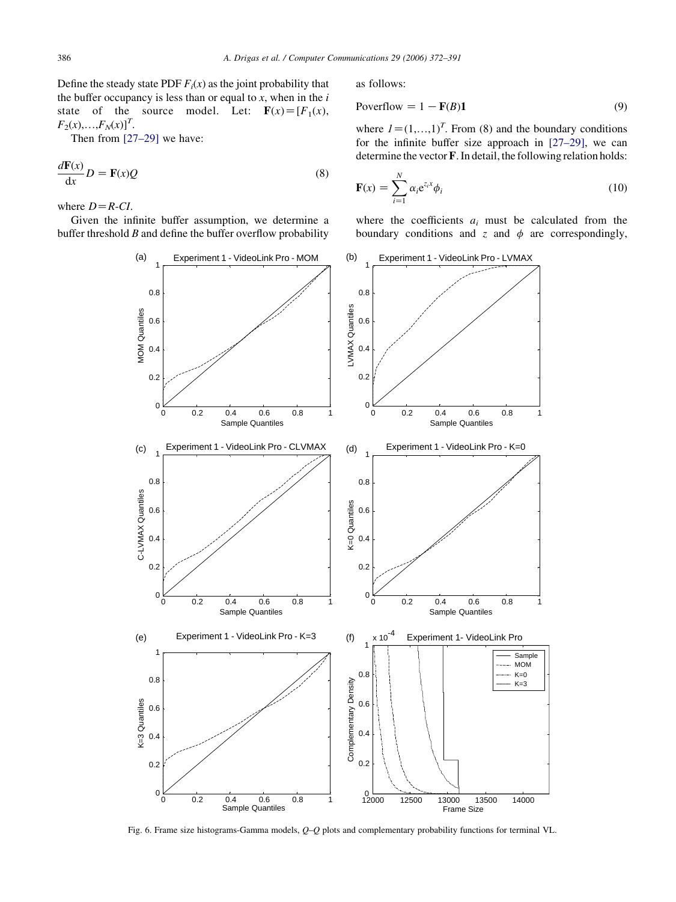Define the steady state PDF $F_i(x)$ as the joint probability that the buffer occupancy is less than or equal to $x$, when in the $i$ state of the source model. Let: $\mathbf{F}(x)=[F_1(x), F_2(x),\ldots,F_N(x)]^T$.

Then from [27–29] we have:

$$\frac{d\mathbf{F}(x)}{\mathrm{d}x}D = \mathbf{F}(x)Q \tag{8}$$

where $D=R\text{-}CI$.

Given the infinite buffer assumption, we determine a buffer threshold $B$ and define the buffer overflow probability as follows:

$$\text{Poverflow} = 1 - \mathbf{F}(B)\mathbf{1} \tag{9}$$

where $1=(1,\ldots,1)^T$. From (8) and the boundary conditions for the infinite buffer size approach in [27–29], we can determine the vector $\mathbf{F}$. In detail, the following relation holds:

$$\mathbf{F}(x) = \sum_{i=1}^{N} \alpha_i e^{z_i x} \phi_i \tag{10}$$

where the coefficients $a_i$ must be calculated from the boundary conditions and $z$ and $\phi$ are correspondingly,

Fig. 6. Frame size histograms-Gamma models, Q–Q plots and complementary probability functions for terminal VL.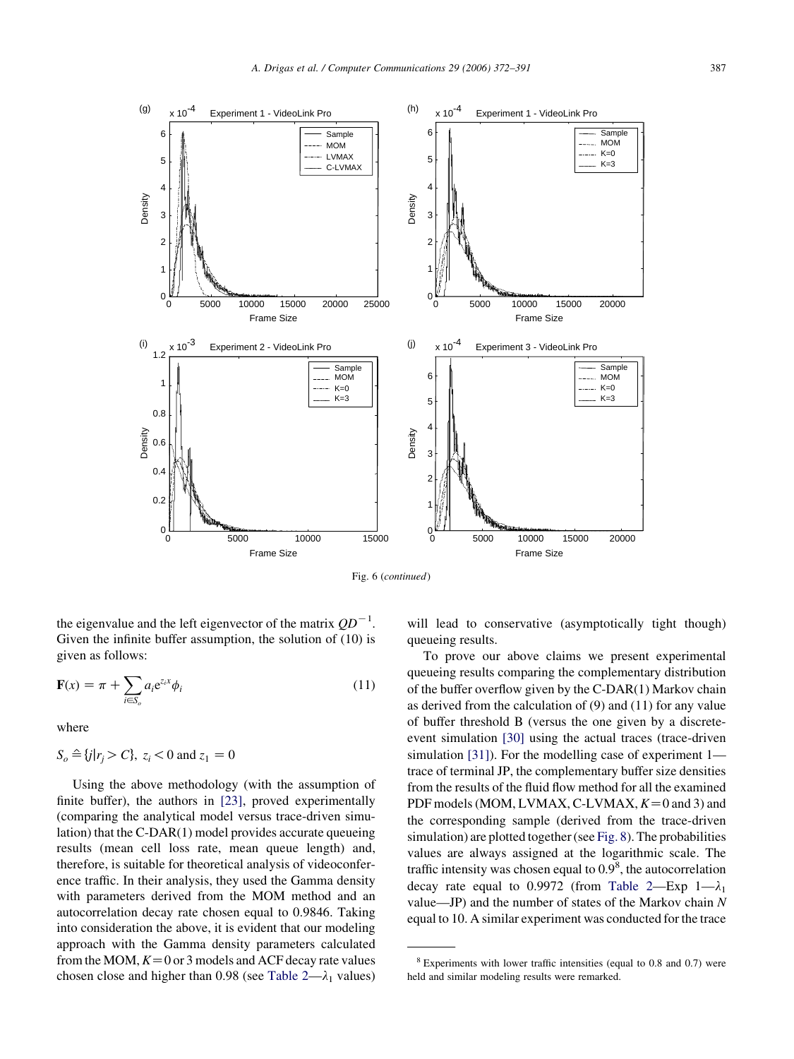Fig. 6 (*continued*)

the eigenvalue and the left eigenvector of the matrix $QD^{-1}$. Given the infinite buffer assumption, the solution of (10) is given as follows:

$$\mathbf{F}(x) = \pi + \sum_{i \in S_o} a_i e^{z_i x} \phi_i \tag{11}$$

where

$S_o \triangleq \{j | r_j > C\},\ z_i < 0 \text{ and } z_1 = 0$

Using the above methodology (with the assumption of finite buffer), the authors in [23], proved experimentally (comparing the analytical model versus trace-driven simulation) that the C-DAR(1) model provides accurate queueing results (mean cell loss rate, mean queue length) and, therefore, is suitable for theoretical analysis of videoconference traffic. In their analysis, they used the Gamma density with parameters derived from the MOM method and an autocorrelation decay rate chosen equal to 0.9846. Taking into consideration the above, it is evident that our modeling approach with the Gamma density parameters calculated from the MOM, $K=0$ or 3 models and ACF decay rate values chosen close and higher than 0.98 (see Table 2—$\lambda_1$ values) will lead to conservative (asymptotically tight though) queueing results.

To prove our above claims we present experimental queueing results comparing the complementary distribution of the buffer overflow given by the C-DAR(1) Markov chain as derived from the calculation of (9) and (11) for any value of buffer threshold B (versus the one given by a discrete-event simulation [30] using the actual traces (trace-driven simulation [31]). For the modelling case of experiment 1—trace of terminal JP, the complementary buffer size densities from the results of the fluid flow method for all the examined PDF models (MOM, LVMAX, C-LVMAX, $K=0$ and 3) and the corresponding sample (derived from the trace-driven simulation) are plotted together (see Fig. 8). The probabilities values are always assigned at the logarithmic scale. The traffic intensity was chosen equal to 0.9[8], the autocorrelation decay rate equal to 0.9972 (from Table 2—Exp 1—$\lambda_1$ value—JP) and the number of states of the Markov chain $N$ equal to 10. A similar experiment was conducted for the trace

[8] Experiments with lower traffic intensities (equal to 0.8 and 0.7) were held and similar modeling results were remarked.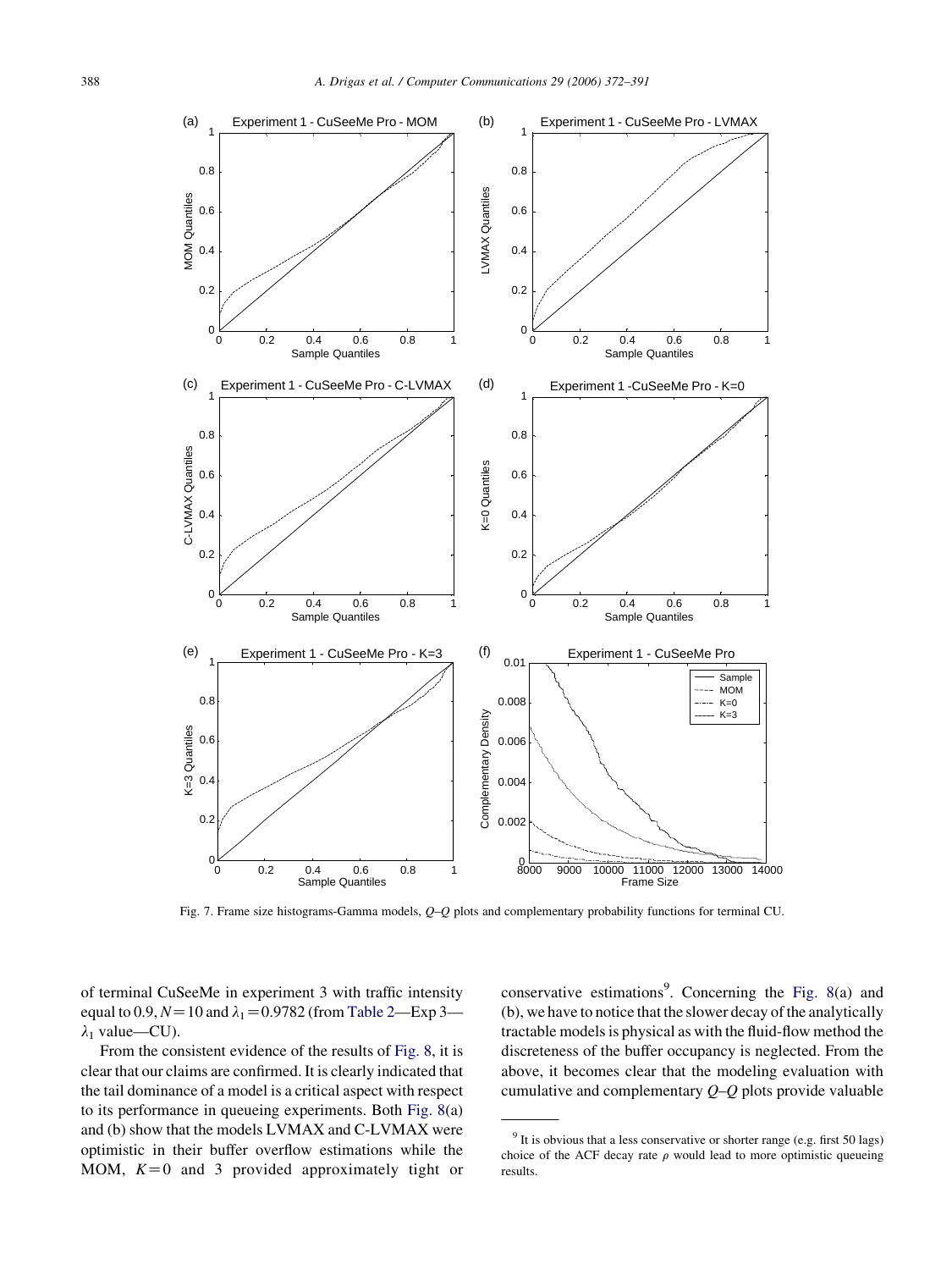Fig. 7. Frame size histograms-Gamma models, *Q–Q* plots and complementary probability functions for terminal CU.

of terminal CuSeeMe in experiment 3 with traffic intensity equal to 0.9, $N=10$ and $\lambda_1=0.9782$ (from Table 2—Exp 3—$\lambda_1$ value—CU).

From the consistent evidence of the results of Fig. 8, it is clear that our claims are confirmed. It is clearly indicated that the tail dominance of a model is a critical aspect with respect to its performance in queueing experiments. Both Fig. 8(a) and (b) show that the models LVMAX and C-LVMAX were optimistic in their buffer overflow estimations while the MOM, $K=0$ and 3 provided approximately tight or conservative estimations[9]. Concerning the Fig. 8(a) and (b), we have to notice that the slower decay of the analytically tractable models is physical as with the fluid-flow method the discreteness of the buffer occupancy is neglected. From the above, it becomes clear that the modeling evaluation with cumulative and complementary *Q–Q* plots provide valuable

[9] It is obvious that a less conservative or shorter range (e.g. first 50 lags) choice of the ACF decay rate $\rho$ would lead to more optimistic queueing results.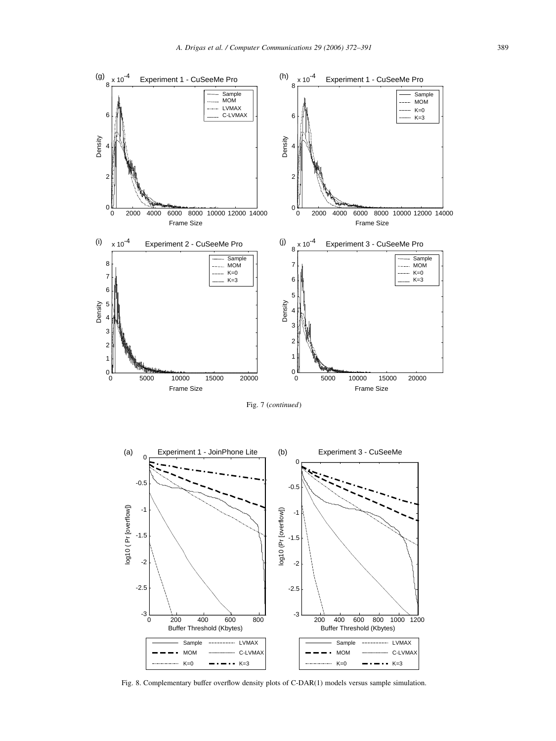Fig. 7 (*continued*)

Fig. 8. Complementary buffer overflow density plots of C-DAR(1) models versus sample simulation.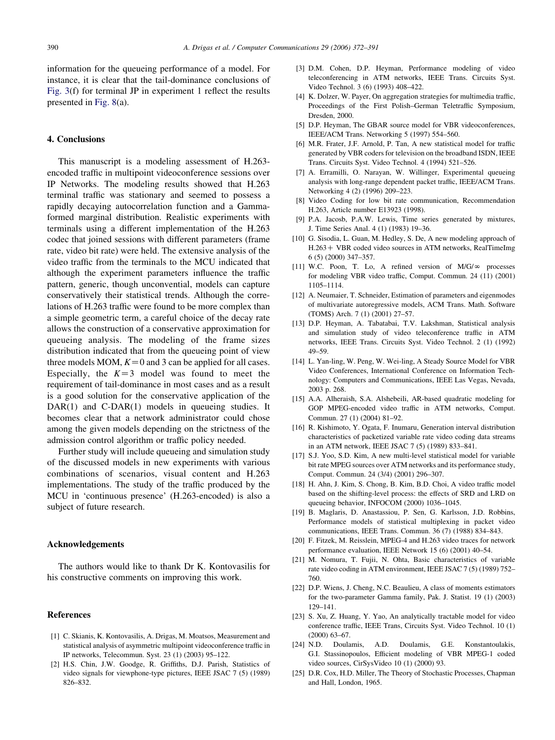information for the queueing performance of a model. For instance, it is clear that the tail-dominance conclusions of Fig. 3(f) for terminal JP in experiment 1 reflect the results presented in Fig. 8(a).

## 4. Conclusions

This manuscript is a modeling assessment of H.263-encoded traffic in multipoint videoconference sessions over IP Networks. The modeling results showed that H.263 terminal traffic was stationary and seemed to possess a rapidly decaying autocorrelation function and a Gamma-formed marginal distribution. Realistic experiments with terminals using a different implementation of the H.263 codec that joined sessions with different parameters (frame rate, video bit rate) were held. The extensive analysis of the video traffic from the terminals to the MCU indicated that although the experiment parameters influence the traffic pattern, generic, though unconvential, models can capture conservatively their statistical trends. Although the correlations of H.263 traffic were found to be more complex than a simple geometric term, a careful choice of the decay rate allows the construction of a conservative approximation for queueing analysis. The modeling of the frame sizes distribution indicated that from the queueing point of view three models MOM, $K=0$ and 3 can be applied for all cases. Especially, the $K=3$ model was found to meet the requirement of tail-dominance in most cases and as a result is a good solution for the conservative application of the DAR(1) and C-DAR(1) models in queueing studies. It becomes clear that a network administrator could chose among the given models depending on the strictness of the admission control algorithm or traffic policy needed.

Further study will include queueing and simulation study of the discussed models in new experiments with various combinations of scenarios, visual content and H.263 implementations. The study of the traffic produced by the MCU in 'continuous presence' (H.263-encoded) is also a subject of future research.

## Acknowledgements

The authors would like to thank Dr K. Kontovasilis for his constructive comments on improving this work.

## References

[1] C. Skianis, K. Kontovasilis, A. Drigas, M. Moatsos, Measurement and statistical analysis of asymmetric multipoint videoconference traffic in IP networks, Telecommun. Syst. 23 (1) (2003) 95–122.

[2] H.S. Chin, J.W. Goodge, R. Griffiths, D.J. Parish, Statistics of video signals for viewphone-type pictures, IEEE JSAC 7 (5) (1989) 826–832.

[3] D.M. Cohen, D.P. Heyman, Performance modeling of video teleconferencing in ATM networks, IEEE Trans. Circuits Syst. Video Technol. 3 (6) (1993) 408–422.

[4] K. Dolzer, W. Payer, On aggregation strategies for multimedia traffic, Proceedings of the First Polish–German Teletraffic Symposium, Dresden, 2000.

[5] D.P. Heyman, The GBAR source model for VBR videoconferences, IEEE/ACM Trans. Networking 5 (1997) 554–560.

[6] M.R. Frater, J.F. Arnold, P. Tan, A new statistical model for traffic generated by VBR coders for television on the broadband ISDN, IEEE Trans. Circuits Syst. Video Technol. 4 (1994) 521–526.

[7] A. Erramilli, O. Narayan, W. Willinger, Experimental queueing analysis with long-range dependent packet traffic, IEEE/ACM Trans. Networking 4 (2) (1996) 209–223.

[8] Video Coding for low bit rate communication, Recommendation H.263, Article number E13923 (1998).

[9] P.A. Jacosb, P.A.W. Lewis, Time series generated by mixtures, J. Time Series Anal. 4 (1) (1983) 19–36.

[10] G. Sisodia, L. Guan, M. Hedley, S. De, A new modeling approach of H.263+ VBR coded video sources in ATM networks, RealTimeImg 6 (5) (2000) 347–357.

[11] W.C. Poon, T. Lo, A refined version of M/G/∞ processes for modeling VBR video traffic, Comput. Commun. 24 (11) (2001) 1105–1114.

[12] A. Neumaier, T. Schneider, Estimation of parameters and eigenmodes of multivariate autoregressive models, ACM Trans. Math. Software (TOMS) Arch. 7 (1) (2001) 27–57.

[13] D.P. Heyman, A. Tabatabai, T.V. Lakshman, Statistical analysis and simulation study of video teleconference traffic in ATM networks, IEEE Trans. Circuits Syst. Video Technol. 2 (1) (1992) 49–59.

[14] L. Yan-ling, W. Peng, W. Wei-ling, A Steady Source Model for VBR Video Conferences, International Conference on Information Technology: Computers and Communications, IEEE Las Vegas, Nevada, 2003 p. 268.

[15] A.A. Alheraish, S.A. Alshebeili, AR-based quadratic modeling for GOP MPEG-encoded video traffic in ATM networks, Comput. Commun. 27 (1) (2004) 81–92.

[16] R. Kishimoto, Y. Ogata, F. Inumaru, Generation interval distribution characteristics of packetized variable rate video coding data streams in an ATM network, IEEE JSAC 7 (5) (1989) 833–841.

[17] S.J. Yoo, S.D. Kim, A new multi-level statistical model for variable bit rate MPEG sources over ATM networks and its performance study, Comput. Commun. 24 (3/4) (2001) 296–307.

[18] H. Ahn, J. Kim, S. Chong, B. Kim, B.D. Choi, A video traffic model based on the shifting-level process: the effects of SRD and LRD on queueing behavior, INFOCOM (2000) 1036–1045.

[19] B. Maglaris, D. Anastassiou, P. Sen, G. Karlsson, J.D. Robbins, Performance models of statistical multiplexing in packet video communications, IEEE Trans. Commun. 36 (7) (1988) 834–843.

[20] F. Fitzek, M. Reisslein, MPEG-4 and H.263 video traces for network performance evaluation, IEEE Network 15 (6) (2001) 40–54.

[21] M. Nomura, T. Fujii, N. Ohta, Basic characteristics of variable rate video coding in ATM environment, IEEE JSAC 7 (5) (1989) 752–760.

[22] D.P. Wiens, J. Cheng, N.C. Beaulieu, A class of moments estimators for the two-parameter Gamma family, Pak. J. Statist. 19 (1) (2003) 129–141.

[23] S. Xu, Z. Huang, Y. Yao, An analytically tractable model for video conference traffic, IEEE Trans, Circuits Syst. Video Technol. 10 (1) (2000) 63–67.

[24] N.D. Doulamis, A.D. Doulamis, G.E. Konstantoulakis, G.I. Stassinopoulos, Efficient modeling of VBR MPEG-1 coded video sources, CirSysVideo 10 (1) (2000) 93.

[25] D.R. Cox, H.D. Miller, The Theory of Stochastic Processes, Chapman and Hall, London, 1965.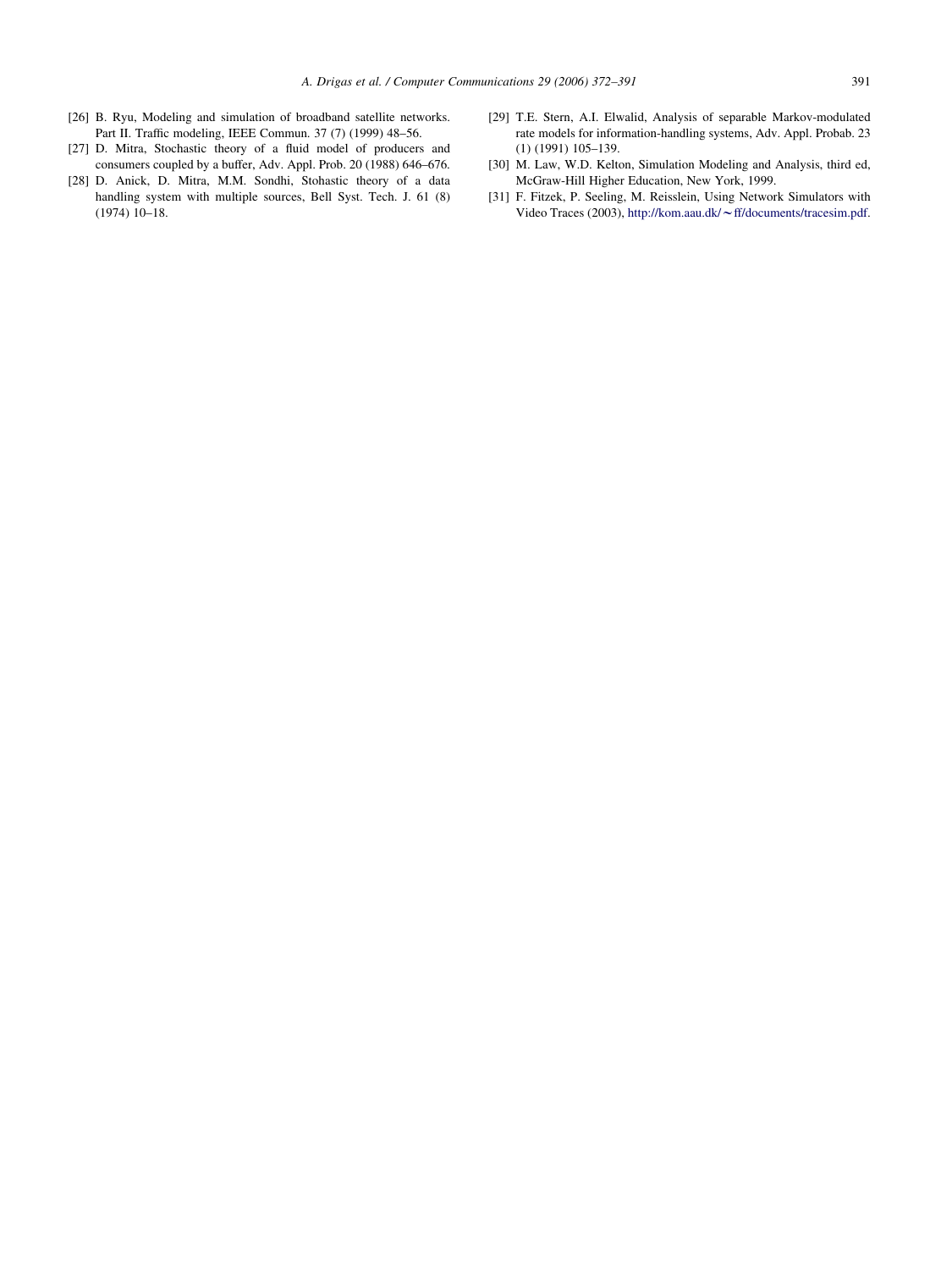[26] B. Ryu, Modeling and simulation of broadband satellite networks. Part II. Traffic modeling, IEEE Commun. 37 (7) (1999) 48–56.

[27] D. Mitra, Stochastic theory of a fluid model of producers and consumers coupled by a buffer, Adv. Appl. Prob. 20 (1988) 646–676.

[28] D. Anick, D. Mitra, M.M. Sondhi, Stohastic theory of a data handling system with multiple sources, Bell Syst. Tech. J. 61 (8) (1974) 10–18.

[29] T.E. Stern, A.I. Elwalid, Analysis of separable Markov-modulated rate models for information-handling systems, Adv. Appl. Probab. 23 (1) (1991) 105–139.

[30] M. Law, W.D. Kelton, Simulation Modeling and Analysis, third ed, McGraw-Hill Higher Education, New York, 1999.

[31] F. Fitzek, P. Seeling, M. Reisslein, Using Network Simulators with Video Traces (2003), http://kom.aau.dk/~ff/documents/tracesim.pdf.